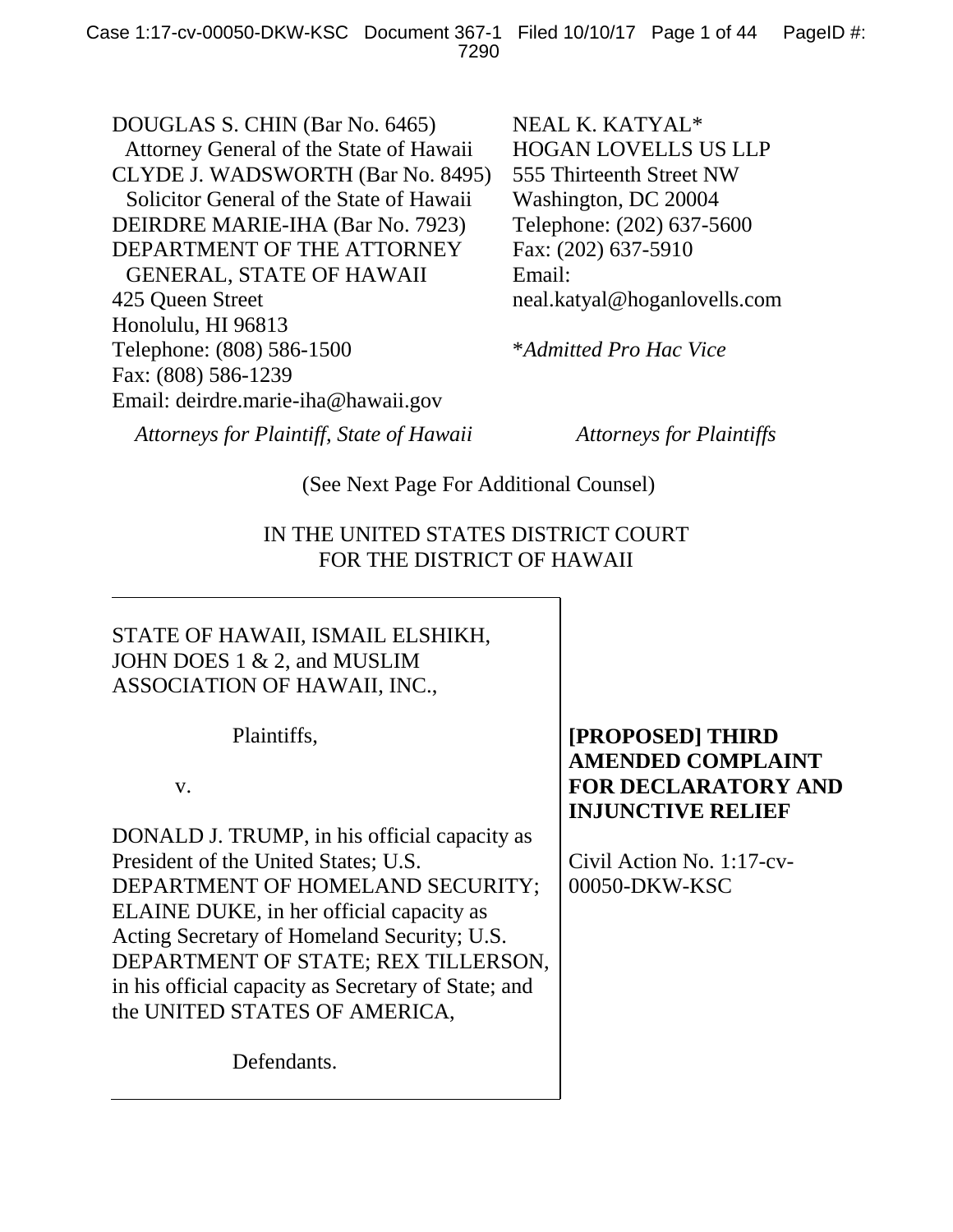DOUGLAS S. CHIN (Bar No. 6465)
Attorney General of the State of Hawaii
CLYDE J. WADSWORTH (Bar No. 8495)
Solicitor General of the State of Hawaii
DEIRDRE MARIE-IHA (Bar No. 7923)
DEPARTMENT OF THE ATTORNEY GENERAL, STATE OF HAWAII
425 Queen Street
Honolulu, HI 96813
Telephone: (808) 586-1500
Fax: (808) 586-1239
Email: deirdre.marie-iha@hawaii.gov

*Attorneys for Plaintiff, State of Hawaii*

NEAL K. KATYAL*
HOGAN LOVELLS US LLP
555 Thirteenth Street NW
Washington, DC 20004
Telephone: (202) 637-5600
Fax: (202) 637-5910
Email: neal.katyal@hoganlovells.com

**Admitted Pro Hac Vice*

*Attorneys for Plaintiffs*

(See Next Page For Additional Counsel)

IN THE UNITED STATES DISTRICT COURT
FOR THE DISTRICT OF HAWAII

STATE OF HAWAII, ISMAIL ELSHIKH, JOHN DOES 1 & 2, and MUSLIM ASSOCIATION OF HAWAII, INC.,

Plaintiffs,

v.

DONALD J. TRUMP, in his official capacity as President of the United States; U.S. DEPARTMENT OF HOMELAND SECURITY; ELAINE DUKE, in her official capacity as Acting Secretary of Homeland Security; U.S. DEPARTMENT OF STATE; REX TILLERSON, in his official capacity as Secretary of State; and the UNITED STATES OF AMERICA,

Defendants.

**[PROPOSED] THIRD AMENDED COMPLAINT FOR DECLARATORY AND INJUNCTIVE RELIEF**

Civil Action No. 1:17-cv-00050-DKW-KSC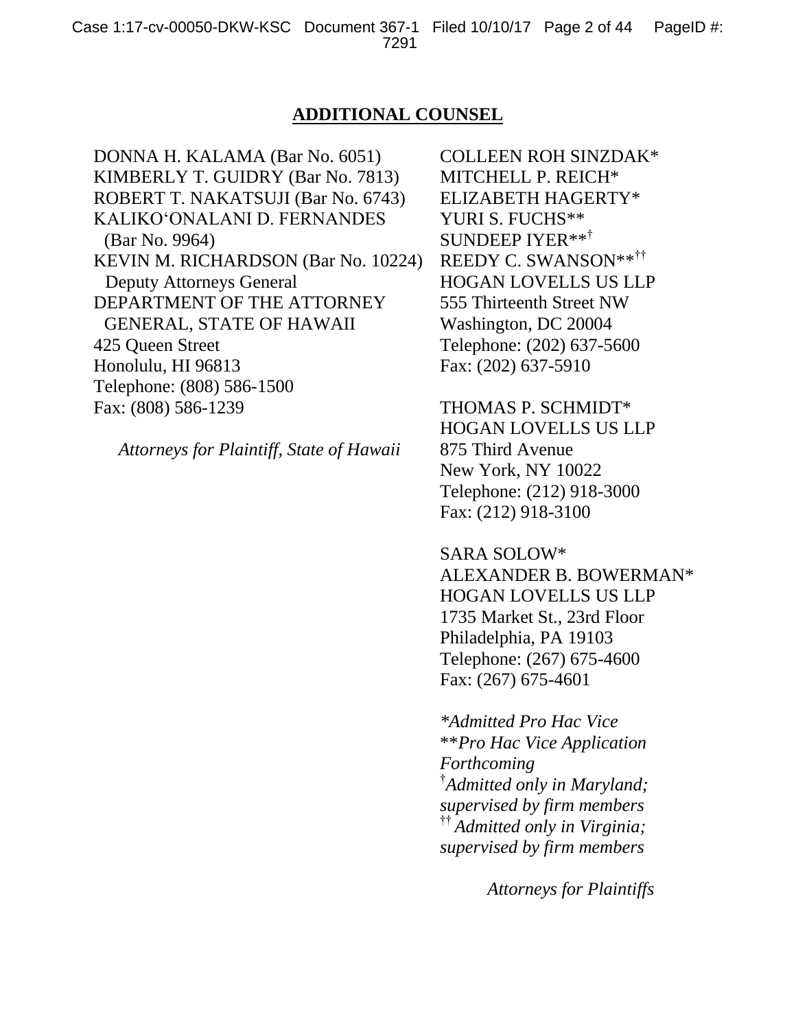## ADDITIONAL COUNSEL

DONNA H. KALAMA (Bar No. 6051)
KIMBERLY T. GUIDRY (Bar No. 7813)
ROBERT T. NAKATSUJI (Bar No. 6743)
KALIKO'ONALANI D. FERNANDES (Bar No. 9964)
KEVIN M. RICHARDSON (Bar No. 10224)
Deputy Attorneys General
DEPARTMENT OF THE ATTORNEY GENERAL, STATE OF HAWAII
425 Queen Street
Honolulu, HI 96813
Telephone: (808) 586-1500
Fax: (808) 586-1239

*Attorneys for Plaintiff, State of Hawaii*

COLLEEN ROH SINZDAK*
MITCHELL P. REICH*
ELIZABETH HAGERTY*
YURI S. FUCHS**
SUNDEEP IYER**†
REEDY C. SWANSON**††
HOGAN LOVELLS US LLP
555 Thirteenth Street NW
Washington, DC 20004
Telephone: (202) 637-5600
Fax: (202) 637-5910

THOMAS P. SCHMIDT*
HOGAN LOVELLS US LLP
875 Third Avenue
New York, NY 10022
Telephone: (212) 918-3000
Fax: (212) 918-3100

SARA SOLOW*
ALEXANDER B. BOWERMAN*
HOGAN LOVELLS US LLP
1735 Market St., 23rd Floor
Philadelphia, PA 19103
Telephone: (267) 675-4600
Fax: (267) 675-4601

*\*Admitted Pro Hac Vice*
*\*\*Pro Hac Vice Application Forthcoming*
*† Admitted only in Maryland; supervised by firm members*
*†† Admitted only in Virginia; supervised by firm members*

*Attorneys for Plaintiffs*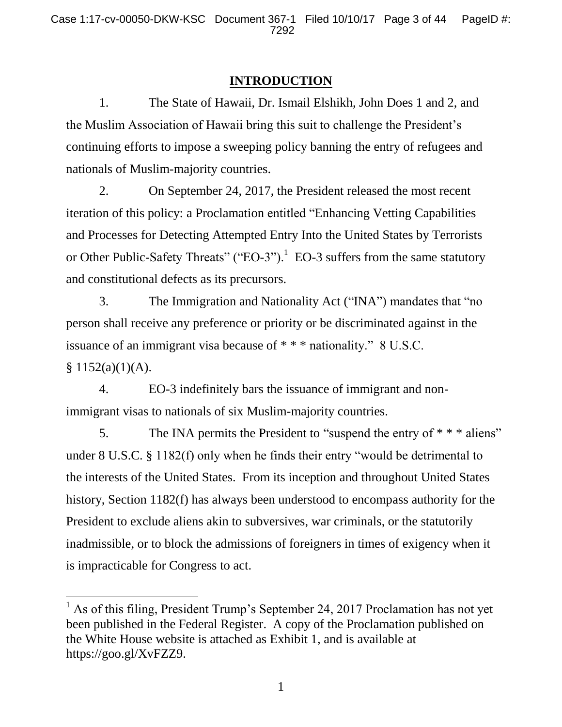# INTRODUCTION

1. The State of Hawaii, Dr. Ismail Elshikh, John Does 1 and 2, and the Muslim Association of Hawaii bring this suit to challenge the President's continuing efforts to impose a sweeping policy banning the entry of refugees and nationals of Muslim-majority countries.

2. On September 24, 2017, the President released the most recent iteration of this policy: a Proclamation entitled "Enhancing Vetting Capabilities and Processes for Detecting Attempted Entry Into the United States by Terrorists or Other Public-Safety Threats" ("EO-3").[1] EO-3 suffers from the same statutory and constitutional defects as its precursors.

3. The Immigration and Nationality Act ("INA") mandates that "no person shall receive any preference or priority or be discriminated against in the issuance of an immigrant visa because of * * * nationality." 8 U.S.C. § 1152(a)(1)(A).

4. EO-3 indefinitely bars the issuance of immigrant and non-immigrant visas to nationals of six Muslim-majority countries.

5. The INA permits the President to "suspend the entry of * * * aliens" under 8 U.S.C. § 1182(f) only when he finds their entry "would be detrimental to the interests of the United States. From its inception and throughout United States history, Section 1182(f) has always been understood to encompass authority for the President to exclude aliens akin to subversives, war criminals, or the statutorily inadmissible, or to block the admissions of foreigners in times of exigency when it is impracticable for Congress to act.

[1] As of this filing, President Trump's September 24, 2017 Proclamation has not yet been published in the Federal Register. A copy of the Proclamation published on the White House website is attached as Exhibit 1, and is available at https://goo.gl/XvFZZ9.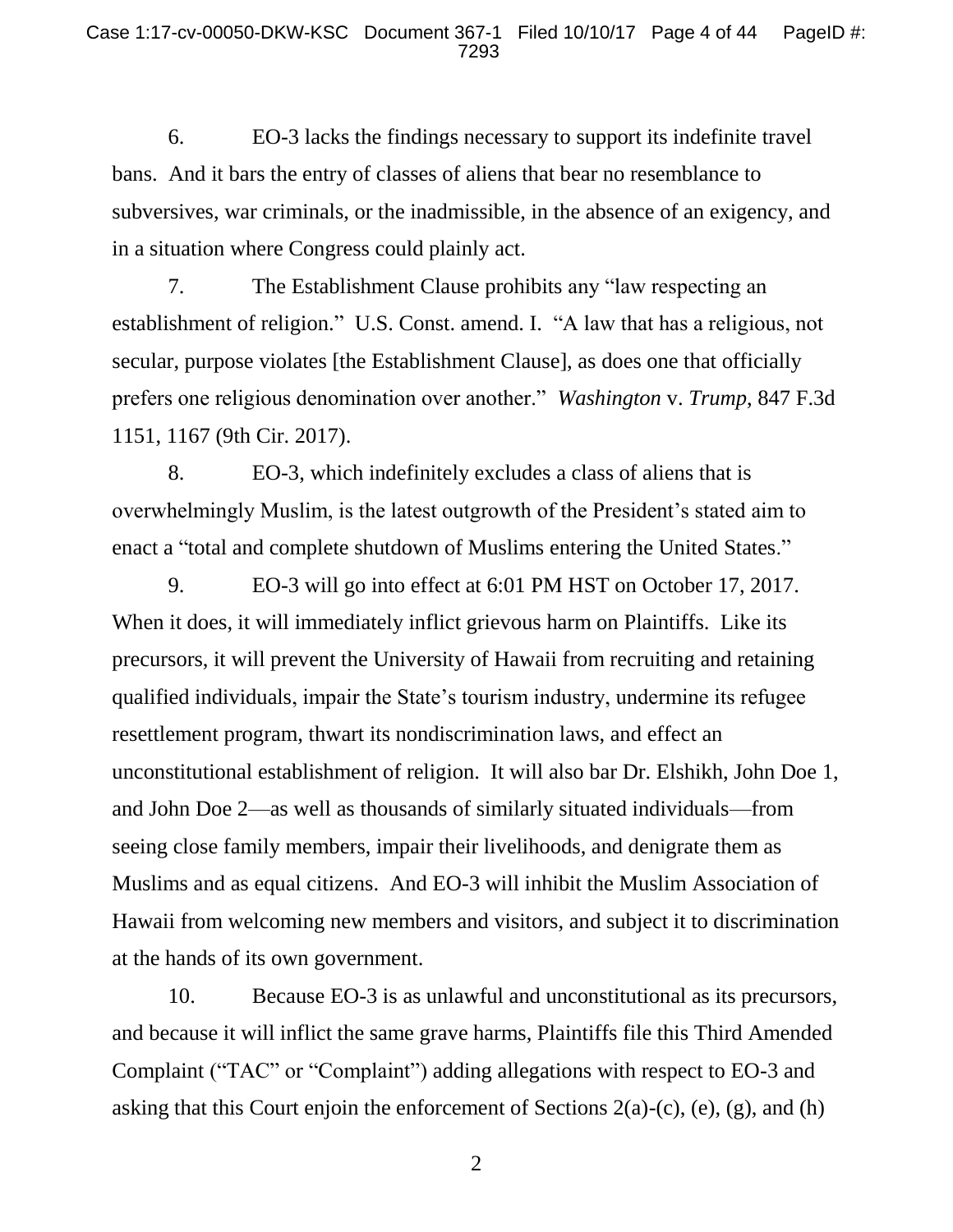6. EO-3 lacks the findings necessary to support its indefinite travel bans. And it bars the entry of classes of aliens that bear no resemblance to subversives, war criminals, or the inadmissible, in the absence of an exigency, and in a situation where Congress could plainly act.

7. The Establishment Clause prohibits any "law respecting an establishment of religion." U.S. Const. amend. I. "A law that has a religious, not secular, purpose violates [the Establishment Clause], as does one that officially prefers one religious denomination over another." *Washington* v. *Trump*, 847 F.3d 1151, 1167 (9th Cir. 2017).

8. EO-3, which indefinitely excludes a class of aliens that is overwhelmingly Muslim, is the latest outgrowth of the President's stated aim to enact a "total and complete shutdown of Muslims entering the United States."

9. EO-3 will go into effect at 6:01 PM HST on October 17, 2017. When it does, it will immediately inflict grievous harm on Plaintiffs. Like its precursors, it will prevent the University of Hawaii from recruiting and retaining qualified individuals, impair the State's tourism industry, undermine its refugee resettlement program, thwart its nondiscrimination laws, and effect an unconstitutional establishment of religion. It will also bar Dr. Elshikh, John Doe 1, and John Doe 2—as well as thousands of similarly situated individuals—from seeing close family members, impair their livelihoods, and denigrate them as Muslims and as equal citizens. And EO-3 will inhibit the Muslim Association of Hawaii from welcoming new members and visitors, and subject it to discrimination at the hands of its own government.

10. Because EO-3 is as unlawful and unconstitutional as its precursors, and because it will inflict the same grave harms, Plaintiffs file this Third Amended Complaint ("TAC" or "Complaint") adding allegations with respect to EO-3 and asking that this Court enjoin the enforcement of Sections 2(a)-(c), (e), (g), and (h)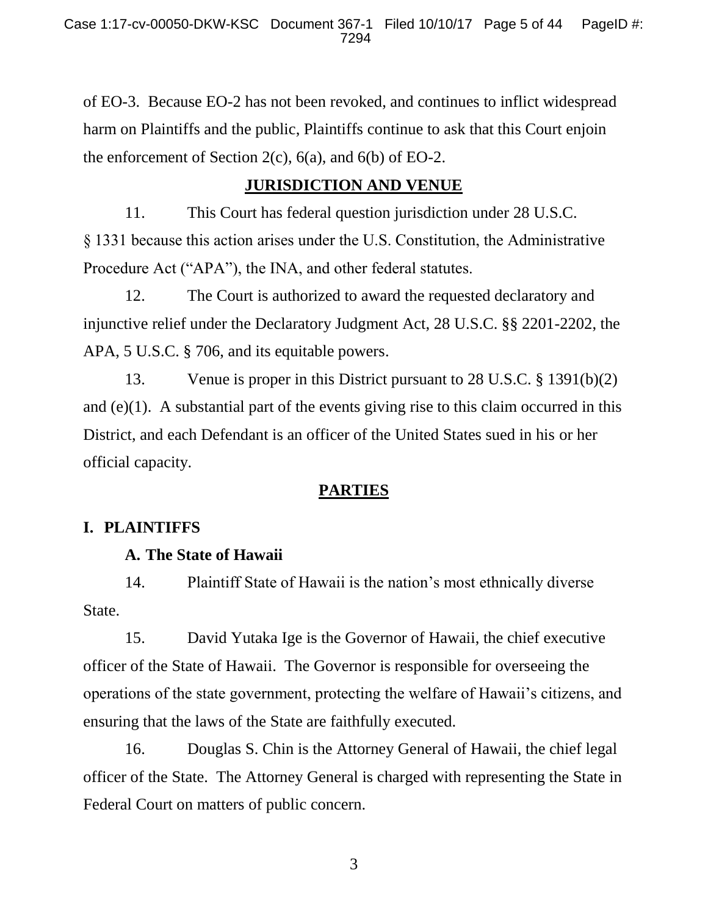of EO-3. Because EO-2 has not been revoked, and continues to inflict widespread harm on Plaintiffs and the public, Plaintiffs continue to ask that this Court enjoin the enforcement of Section 2(c), 6(a), and 6(b) of EO-2.

## JURISDICTION AND VENUE

11. This Court has federal question jurisdiction under 28 U.S.C. § 1331 because this action arises under the U.S. Constitution, the Administrative Procedure Act ("APA"), the INA, and other federal statutes.

12. The Court is authorized to award the requested declaratory and injunctive relief under the Declaratory Judgment Act, 28 U.S.C. §§ 2201-2202, the APA, 5 U.S.C. § 706, and its equitable powers.

13. Venue is proper in this District pursuant to 28 U.S.C. § 1391(b)(2) and (e)(1). A substantial part of the events giving rise to this claim occurred in this District, and each Defendant is an officer of the United States sued in his or her official capacity.

## PARTIES

### I. PLAINTIFFS

#### A. The State of Hawaii

14. Plaintiff State of Hawaii is the nation's most ethnically diverse State.

15. David Yutaka Ige is the Governor of Hawaii, the chief executive officer of the State of Hawaii. The Governor is responsible for overseeing the operations of the state government, protecting the welfare of Hawaii's citizens, and ensuring that the laws of the State are faithfully executed.

16. Douglas S. Chin is the Attorney General of Hawaii, the chief legal officer of the State. The Attorney General is charged with representing the State in Federal Court on matters of public concern.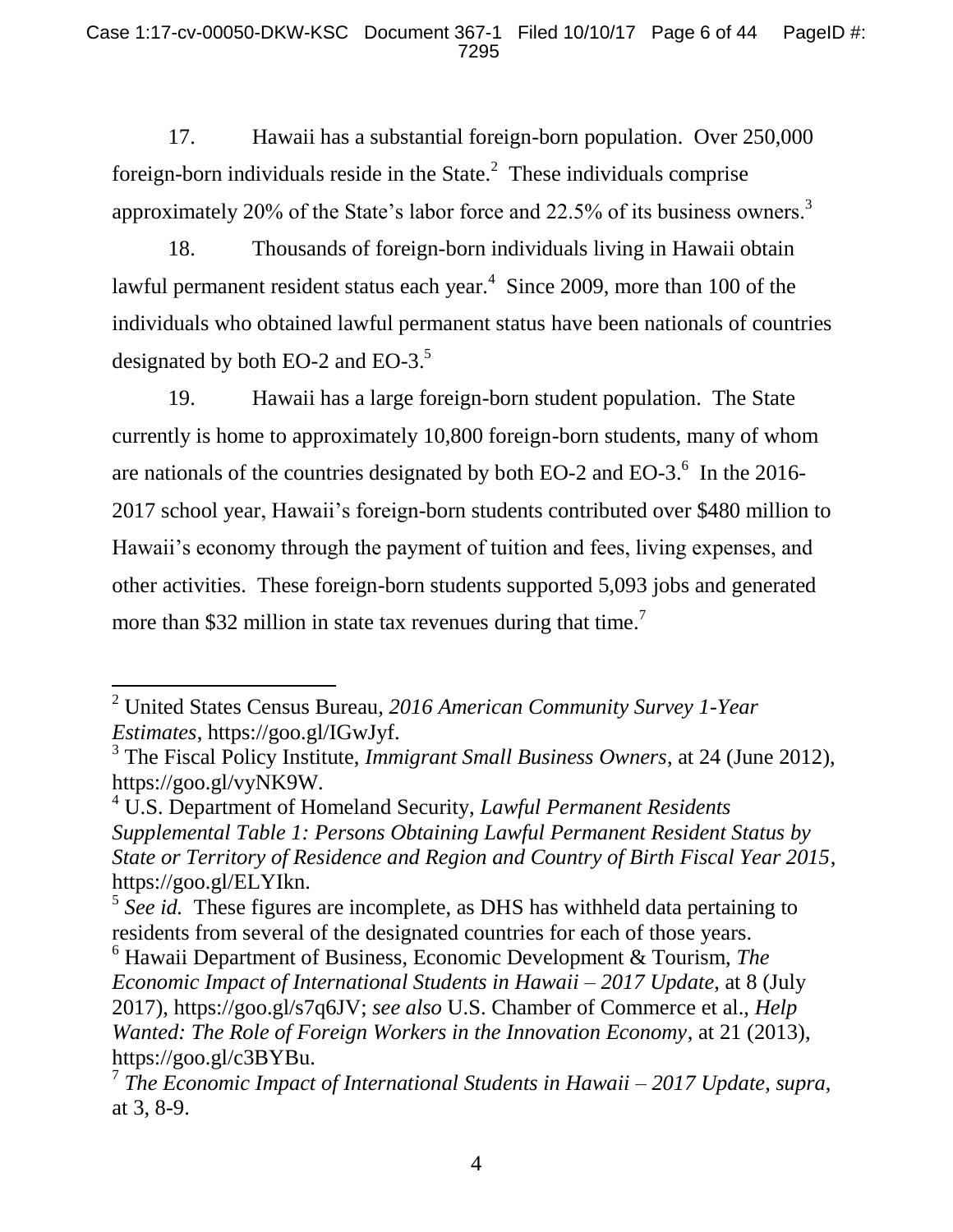17. Hawaii has a substantial foreign-born population. Over 250,000 foreign-born individuals reside in the State.[2] These individuals comprise approximately 20% of the State's labor force and 22.5% of its business owners.[3]

18. Thousands of foreign-born individuals living in Hawaii obtain lawful permanent resident status each year.[4] Since 2009, more than 100 of the individuals who obtained lawful permanent status have been nationals of countries designated by both EO-2 and EO-3.[5]

19. Hawaii has a large foreign-born student population. The State currently is home to approximately 10,800 foreign-born students, many of whom are nationals of the countries designated by both EO-2 and EO-3.[6] In the 2016-2017 school year, Hawaii's foreign-born students contributed over $480 million to Hawaii's economy through the payment of tuition and fees, living expenses, and other activities. These foreign-born students supported 5,093 jobs and generated more than $32 million in state tax revenues during that time.[7]

---

[2] United States Census Bureau, *2016 American Community Survey 1-Year Estimates*, https://goo.gl/IGwJyf.

[3] The Fiscal Policy Institute, *Immigrant Small Business Owners*, at 24 (June 2012), https://goo.gl/vyNK9W.

[4] U.S. Department of Homeland Security, *Lawful Permanent Residents Supplemental Table 1: Persons Obtaining Lawful Permanent Resident Status by State or Territory of Residence and Region and Country of Birth Fiscal Year 2015*, https://goo.gl/ELYIkn.

[5] *See id.* These figures are incomplete, as DHS has withheld data pertaining to residents from several of the designated countries for each of those years.

[6] Hawaii Department of Business, Economic Development & Tourism, *The Economic Impact of International Students in Hawaii – 2017 Update*, at 8 (July 2017), https://goo.gl/s7q6JV; *see also* U.S. Chamber of Commerce et al., *Help Wanted: The Role of Foreign Workers in the Innovation Economy*, at 21 (2013), https://goo.gl/c3BYBu.

[7] *The Economic Impact of International Students in Hawaii – 2017 Update*, *supra*, at 3, 8-9.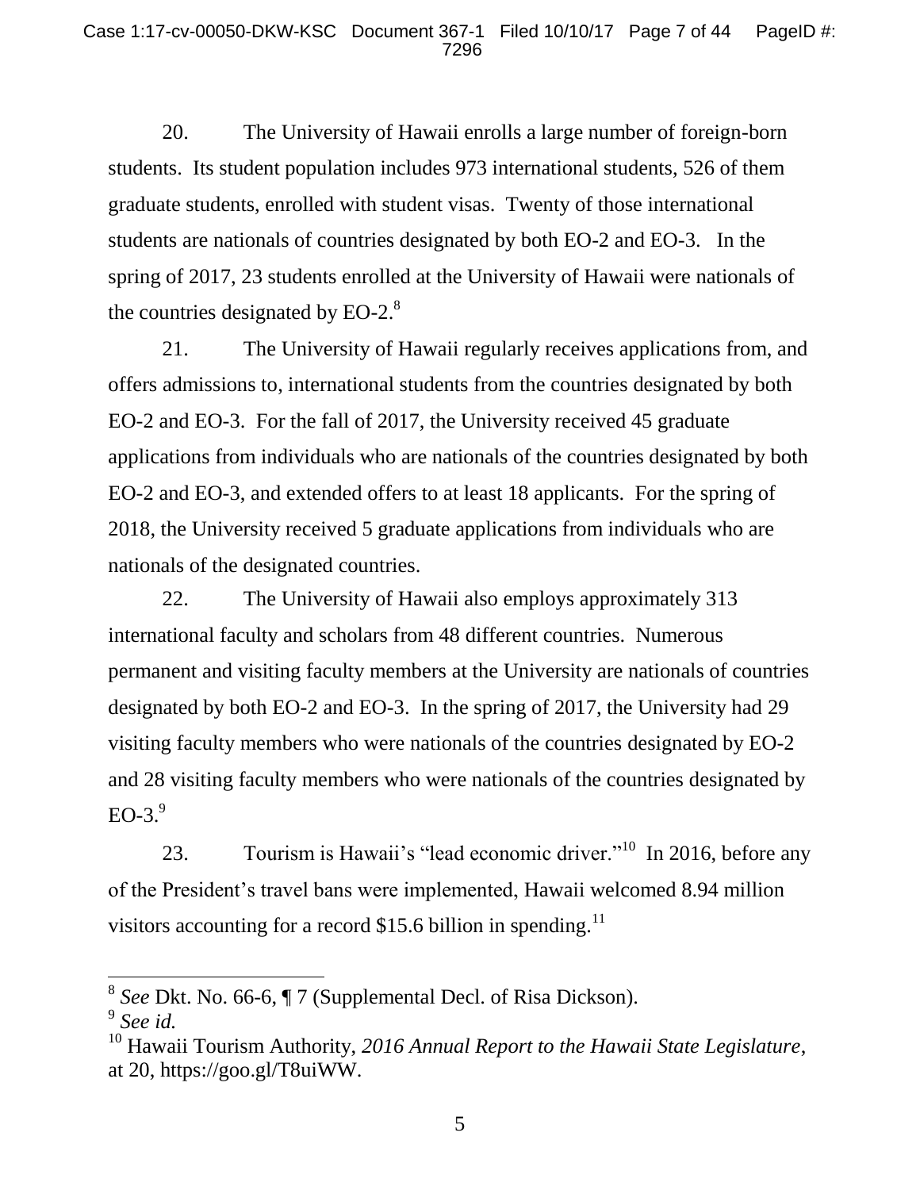20. The University of Hawaii enrolls a large number of foreign-born students. Its student population includes 973 international students, 526 of them graduate students, enrolled with student visas. Twenty of those international students are nationals of countries designated by both EO-2 and EO-3. In the spring of 2017, 23 students enrolled at the University of Hawaii were nationals of the countries designated by EO-2.[8]

21. The University of Hawaii regularly receives applications from, and offers admissions to, international students from the countries designated by both EO-2 and EO-3. For the fall of 2017, the University received 45 graduate applications from individuals who are nationals of the countries designated by both EO-2 and EO-3, and extended offers to at least 18 applicants. For the spring of 2018, the University received 5 graduate applications from individuals who are nationals of the designated countries.

22. The University of Hawaii also employs approximately 313 international faculty and scholars from 48 different countries. Numerous permanent and visiting faculty members at the University are nationals of countries designated by both EO-2 and EO-3. In the spring of 2017, the University had 29 visiting faculty members who were nationals of the countries designated by EO-2 and 28 visiting faculty members who were nationals of the countries designated by EO-3.[9]

23. Tourism is Hawaii's "lead economic driver."[10] In 2016, before any of the President's travel bans were implemented, Hawaii welcomed 8.94 million visitors accounting for a record $15.6 billion in spending.[11]

---

[8] *See* Dkt. No. 66-6, ¶ 7 (Supplemental Decl. of Risa Dickson).

[9] *See id.*

[10] Hawaii Tourism Authority, *2016 Annual Report to the Hawaii State Legislature*, at 20, https://goo.gl/T8uiWW.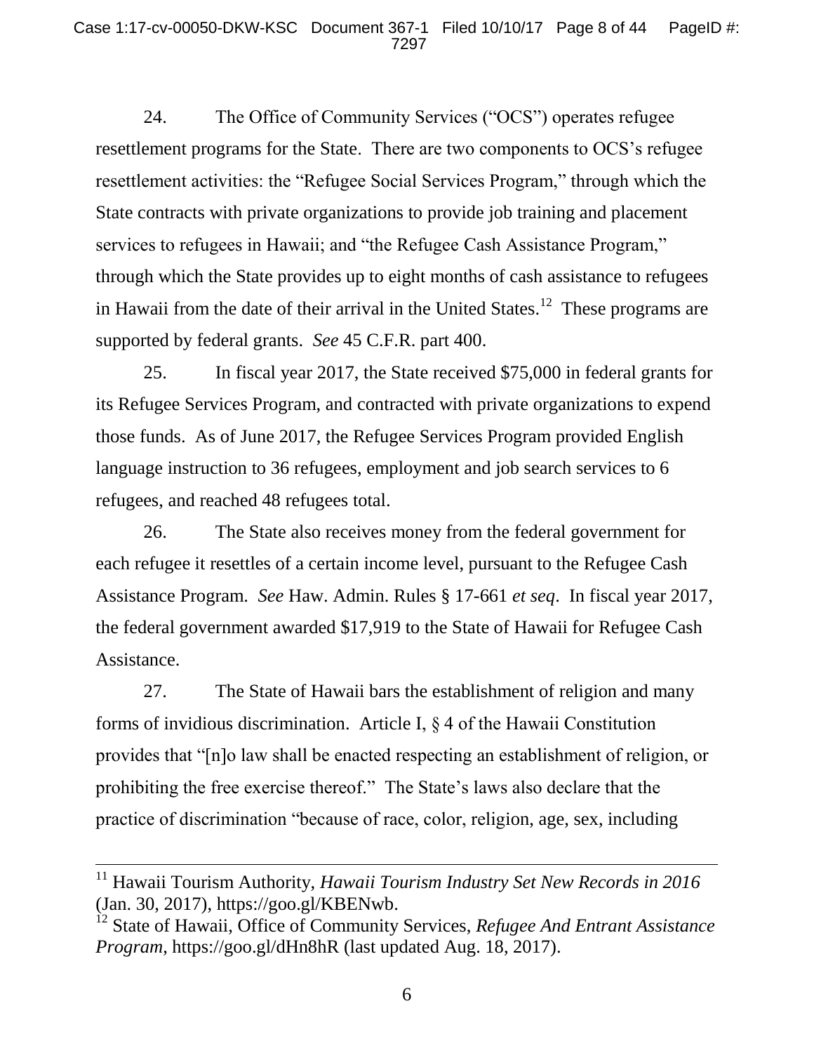24. The Office of Community Services ("OCS") operates refugee resettlement programs for the State. There are two components to OCS's refugee resettlement activities: the "Refugee Social Services Program," through which the State contracts with private organizations to provide job training and placement services to refugees in Hawaii; and "the Refugee Cash Assistance Program," through which the State provides up to eight months of cash assistance to refugees in Hawaii from the date of their arrival in the United States.[12] These programs are supported by federal grants. *See* 45 C.F.R. part 400.

25. In fiscal year 2017, the State received $75,000 in federal grants for its Refugee Services Program, and contracted with private organizations to expend those funds. As of June 2017, the Refugee Services Program provided English language instruction to 36 refugees, employment and job search services to 6 refugees, and reached 48 refugees total.

26. The State also receives money from the federal government for each refugee it resettles of a certain income level, pursuant to the Refugee Cash Assistance Program. *See* Haw. Admin. Rules § 17-661 *et seq*. In fiscal year 2017, the federal government awarded $17,919 to the State of Hawaii for Refugee Cash Assistance.

27. The State of Hawaii bars the establishment of religion and many forms of invidious discrimination. Article I, § 4 of the Hawaii Constitution provides that "[n]o law shall be enacted respecting an establishment of religion, or prohibiting the free exercise thereof." The State's laws also declare that the practice of discrimination "because of race, color, religion, age, sex, including

---

[11] Hawaii Tourism Authority, *Hawaii Tourism Industry Set New Records in 2016* (Jan. 30, 2017), https://goo.gl/KBENwb.

[12] State of Hawaii, Office of Community Services, *Refugee And Entrant Assistance Program*, https://goo.gl/dHn8hR (last updated Aug. 18, 2017).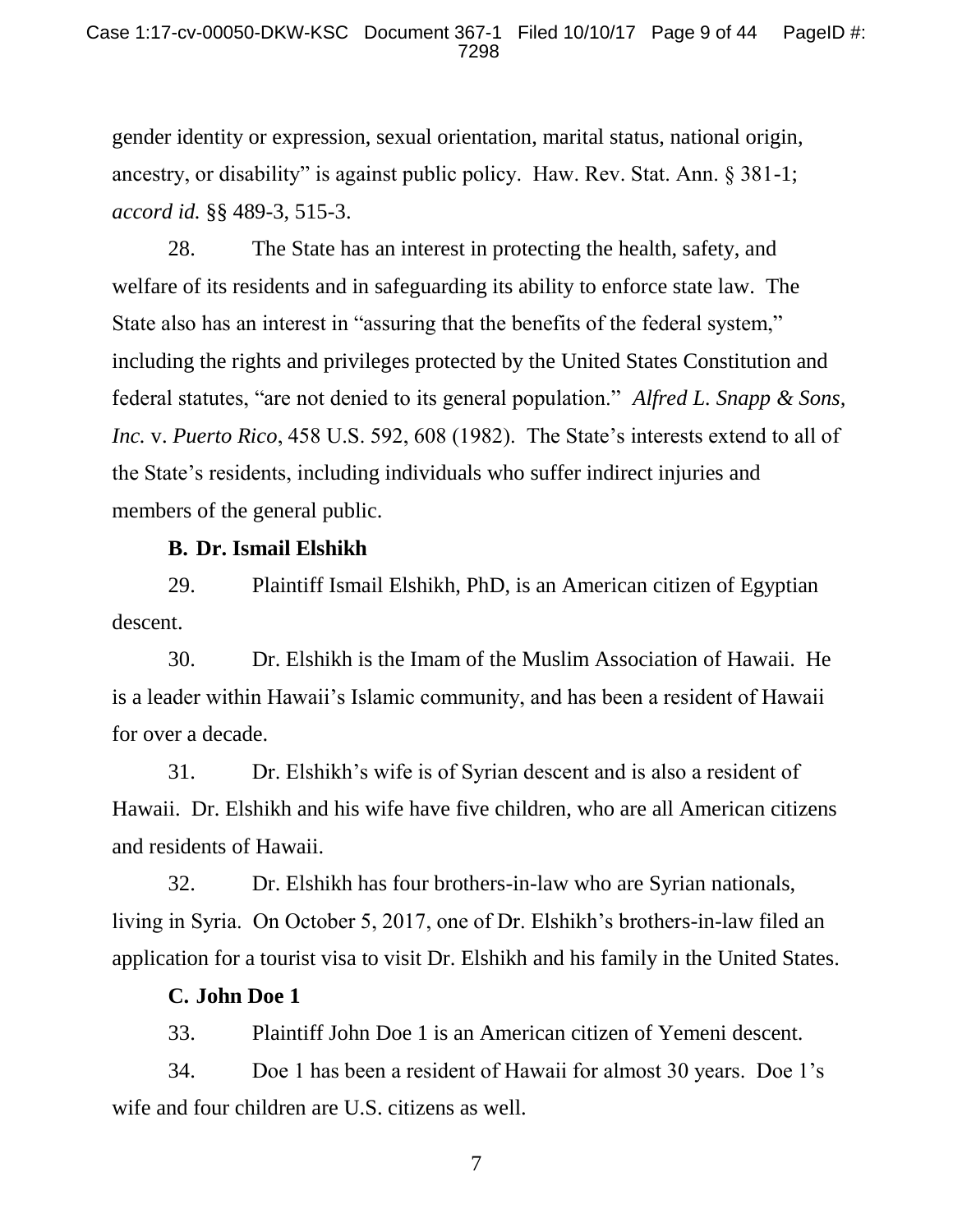gender identity or expression, sexual orientation, marital status, national origin, ancestry, or disability" is against public policy. Haw. Rev. Stat. Ann. § 381-1; *accord id.* §§ 489-3, 515-3.

28. The State has an interest in protecting the health, safety, and welfare of its residents and in safeguarding its ability to enforce state law. The State also has an interest in "assuring that the benefits of the federal system," including the rights and privileges protected by the United States Constitution and federal statutes, "are not denied to its general population." *Alfred L. Snapp & Sons, Inc.* v. *Puerto Rico*, 458 U.S. 592, 608 (1982). The State's interests extend to all of the State's residents, including individuals who suffer indirect injuries and members of the general public.

**B. Dr. Ismail Elshikh**

29. Plaintiff Ismail Elshikh, PhD, is an American citizen of Egyptian descent.

30. Dr. Elshikh is the Imam of the Muslim Association of Hawaii. He is a leader within Hawaii's Islamic community, and has been a resident of Hawaii for over a decade.

31. Dr. Elshikh's wife is of Syrian descent and is also a resident of Hawaii. Dr. Elshikh and his wife have five children, who are all American citizens and residents of Hawaii.

32. Dr. Elshikh has four brothers-in-law who are Syrian nationals, living in Syria. On October 5, 2017, one of Dr. Elshikh's brothers-in-law filed an application for a tourist visa to visit Dr. Elshikh and his family in the United States.

**C. John Doe 1**

33. Plaintiff John Doe 1 is an American citizen of Yemeni descent.

34. Doe 1 has been a resident of Hawaii for almost 30 years. Doe 1's wife and four children are U.S. citizens as well.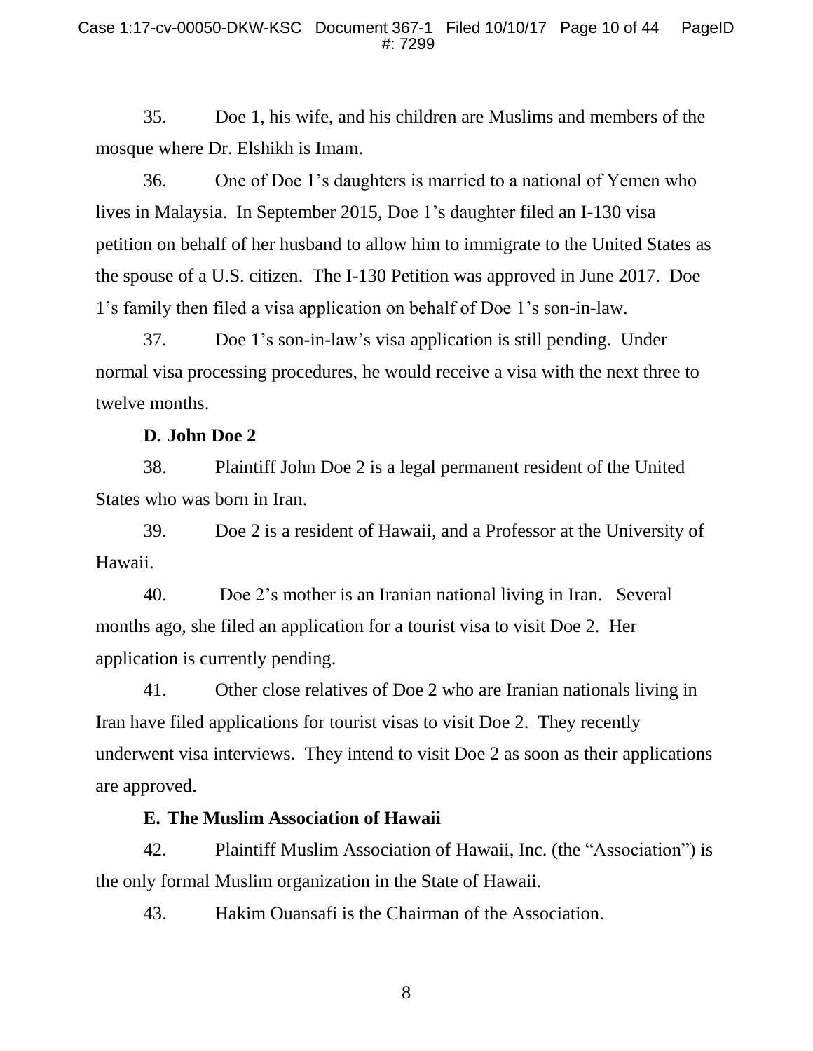35. Doe 1, his wife, and his children are Muslims and members of the mosque where Dr. Elshikh is Imam.

36. One of Doe 1's daughters is married to a national of Yemen who lives in Malaysia. In September 2015, Doe 1's daughter filed an I-130 visa petition on behalf of her husband to allow him to immigrate to the United States as the spouse of a U.S. citizen. The I-130 Petition was approved in June 2017. Doe 1's family then filed a visa application on behalf of Doe 1's son-in-law.

37. Doe 1's son-in-law's visa application is still pending. Under normal visa processing procedures, he would receive a visa with the next three to twelve months.

**D. John Doe 2**

38. Plaintiff John Doe 2 is a legal permanent resident of the United States who was born in Iran.

39. Doe 2 is a resident of Hawaii, and a Professor at the University of Hawaii.

40. Doe 2's mother is an Iranian national living in Iran. Several months ago, she filed an application for a tourist visa to visit Doe 2. Her application is currently pending.

41. Other close relatives of Doe 2 who are Iranian nationals living in Iran have filed applications for tourist visas to visit Doe 2. They recently underwent visa interviews. They intend to visit Doe 2 as soon as their applications are approved.

**E. The Muslim Association of Hawaii**

42. Plaintiff Muslim Association of Hawaii, Inc. (the "Association") is the only formal Muslim organization in the State of Hawaii.

43. Hakim Ouansafi is the Chairman of the Association.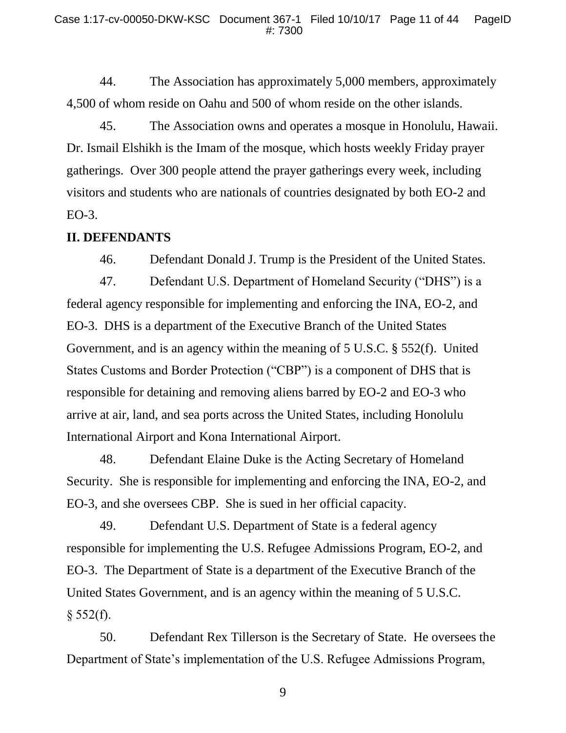44. The Association has approximately 5,000 members, approximately 4,500 of whom reside on Oahu and 500 of whom reside on the other islands.

45. The Association owns and operates a mosque in Honolulu, Hawaii. Dr. Ismail Elshikh is the Imam of the mosque, which hosts weekly Friday prayer gatherings. Over 300 people attend the prayer gatherings every week, including visitors and students who are nationals of countries designated by both EO-2 and EO-3.

**II. DEFENDANTS**

46. Defendant Donald J. Trump is the President of the United States.

47. Defendant U.S. Department of Homeland Security ("DHS") is a federal agency responsible for implementing and enforcing the INA, EO-2, and EO-3. DHS is a department of the Executive Branch of the United States Government, and is an agency within the meaning of 5 U.S.C. § 552(f). United States Customs and Border Protection ("CBP") is a component of DHS that is responsible for detaining and removing aliens barred by EO-2 and EO-3 who arrive at air, land, and sea ports across the United States, including Honolulu International Airport and Kona International Airport.

48. Defendant Elaine Duke is the Acting Secretary of Homeland Security. She is responsible for implementing and enforcing the INA, EO-2, and EO-3, and she oversees CBP. She is sued in her official capacity.

49. Defendant U.S. Department of State is a federal agency responsible for implementing the U.S. Refugee Admissions Program, EO-2, and EO-3. The Department of State is a department of the Executive Branch of the United States Government, and is an agency within the meaning of 5 U.S.C. § 552(f).

50. Defendant Rex Tillerson is the Secretary of State. He oversees the Department of State's implementation of the U.S. Refugee Admissions Program,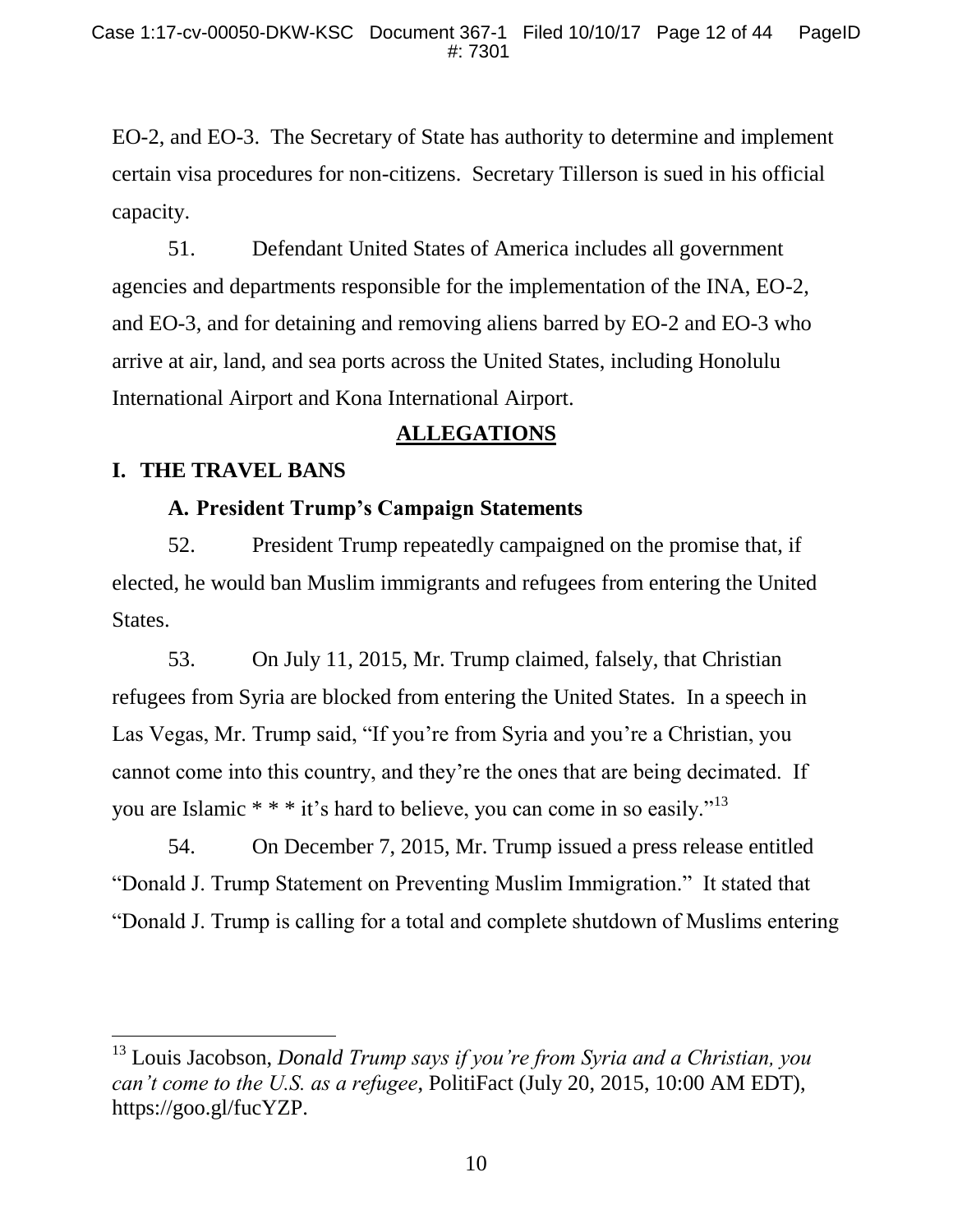EO-2, and EO-3. The Secretary of State has authority to determine and implement certain visa procedures for non-citizens. Secretary Tillerson is sued in his official capacity.

51. Defendant United States of America includes all government agencies and departments responsible for the implementation of the INA, EO-2, and EO-3, and for detaining and removing aliens barred by EO-2 and EO-3 who arrive at air, land, and sea ports across the United States, including Honolulu International Airport and Kona International Airport.

## ALLEGATIONS

### I. THE TRAVEL BANS

#### A. President Trump's Campaign Statements

52. President Trump repeatedly campaigned on the promise that, if elected, he would ban Muslim immigrants and refugees from entering the United States.

53. On July 11, 2015, Mr. Trump claimed, falsely, that Christian refugees from Syria are blocked from entering the United States. In a speech in Las Vegas, Mr. Trump said, "If you're from Syria and you're a Christian, you cannot come into this country, and they're the ones that are being decimated. If you are Islamic * * * it's hard to believe, you can come in so easily."[13]

54. On December 7, 2015, Mr. Trump issued a press release entitled "Donald J. Trump Statement on Preventing Muslim Immigration." It stated that "Donald J. Trump is calling for a total and complete shutdown of Muslims entering

---

[13] Louis Jacobson, *Donald Trump says if you're from Syria and a Christian, you can't come to the U.S. as a refugee*, PolitiFact (July 20, 2015, 10:00 AM EDT), https://goo.gl/fucYZP.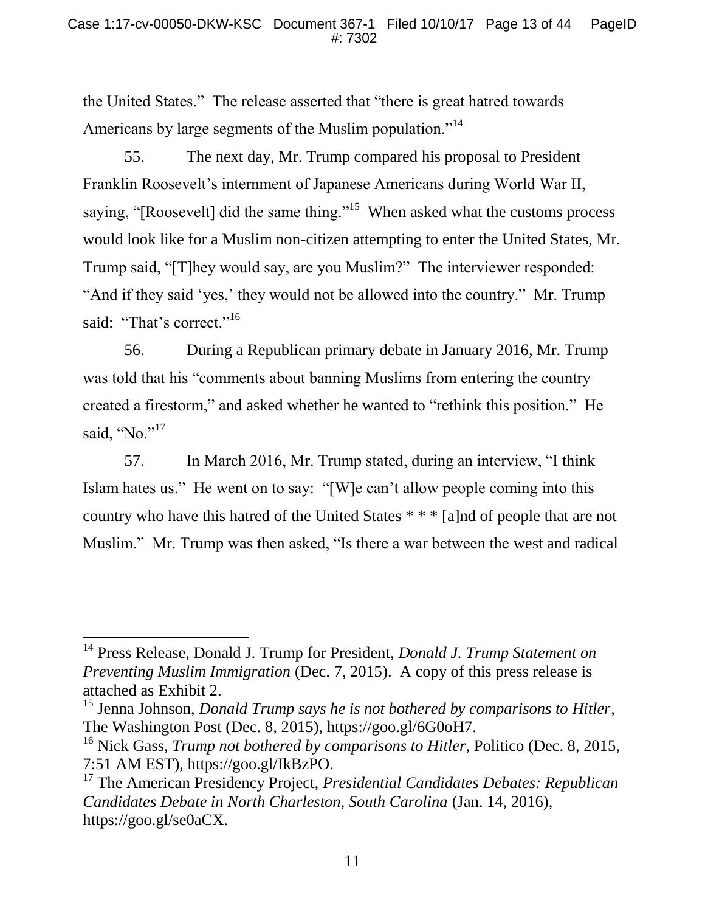the United States." The release asserted that "there is great hatred towards Americans by large segments of the Muslim population."[14]

55. The next day, Mr. Trump compared his proposal to President Franklin Roosevelt's internment of Japanese Americans during World War II, saying, "[Roosevelt] did the same thing."[15] When asked what the customs process would look like for a Muslim non-citizen attempting to enter the United States, Mr. Trump said, "[T]hey would say, are you Muslim?" The interviewer responded: "And if they said 'yes,' they would not be allowed into the country." Mr. Trump said: "That's correct."[16]

56. During a Republican primary debate in January 2016, Mr. Trump was told that his "comments about banning Muslims from entering the country created a firestorm," and asked whether he wanted to "rethink this position." He said, "No."[17]

57. In March 2016, Mr. Trump stated, during an interview, "I think Islam hates us." He went on to say: "[W]e can't allow people coming into this country who have this hatred of the United States * * * [a]nd of people that are not Muslim." Mr. Trump was then asked, "Is there a war between the west and radical

---

[14] Press Release, Donald J. Trump for President, *Donald J. Trump Statement on Preventing Muslim Immigration* (Dec. 7, 2015). A copy of this press release is attached as Exhibit 2.

[15] Jenna Johnson, *Donald Trump says he is not bothered by comparisons to Hitler*, The Washington Post (Dec. 8, 2015), https://goo.gl/6G0oH7.

[16] Nick Gass, *Trump not bothered by comparisons to Hitler*, Politico (Dec. 8, 2015, 7:51 AM EST), https://goo.gl/IkBzPO.

[17] The American Presidency Project, *Presidential Candidates Debates: Republican Candidates Debate in North Charleston, South Carolina* (Jan. 14, 2016), https://goo.gl/se0aCX.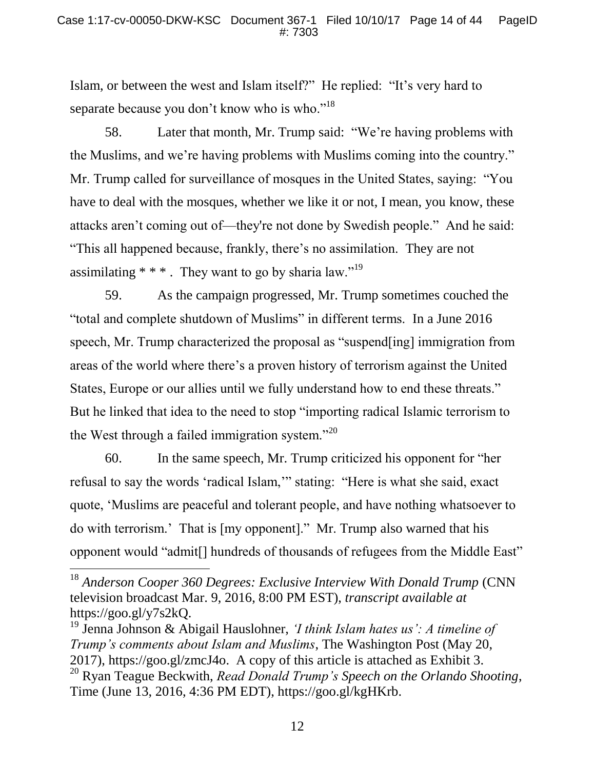Islam, or between the west and Islam itself?" He replied: "It's very hard to separate because you don't know who is who."[18]

58. Later that month, Mr. Trump said: "We're having problems with the Muslims, and we're having problems with Muslims coming into the country." Mr. Trump called for surveillance of mosques in the United States, saying: "You have to deal with the mosques, whether we like it or not, I mean, you know, these attacks aren't coming out of—they're not done by Swedish people." And he said: "This all happened because, frankly, there's no assimilation. They are not assimilating * * * . They want to go by sharia law."[19]

59. As the campaign progressed, Mr. Trump sometimes couched the "total and complete shutdown of Muslims" in different terms. In a June 2016 speech, Mr. Trump characterized the proposal as "suspend[ing] immigration from areas of the world where there's a proven history of terrorism against the United States, Europe or our allies until we fully understand how to end these threats." But he linked that idea to the need to stop "importing radical Islamic terrorism to the West through a failed immigration system."[20]

60. In the same speech, Mr. Trump criticized his opponent for "her refusal to say the words 'radical Islam,'" stating: "Here is what she said, exact quote, 'Muslims are peaceful and tolerant people, and have nothing whatsoever to do with terrorism.' That is [my opponent]." Mr. Trump also warned that his opponent would "admit[] hundreds of thousands of refugees from the Middle East"

---

[18] *Anderson Cooper 360 Degrees: Exclusive Interview With Donald Trump* (CNN television broadcast Mar. 9, 2016, 8:00 PM EST), *transcript available at* https://goo.gl/y7s2kQ.

[19] Jenna Johnson & Abigail Hauslohner, *'I think Islam hates us': A timeline of Trump's comments about Islam and Muslims*, The Washington Post (May 20, 2017), https://goo.gl/zmcJ4o. A copy of this article is attached as Exhibit 3.

[20] Ryan Teague Beckwith, *Read Donald Trump's Speech on the Orlando Shooting*, Time (June 13, 2016, 4:36 PM EDT), https://goo.gl/kgHKrb.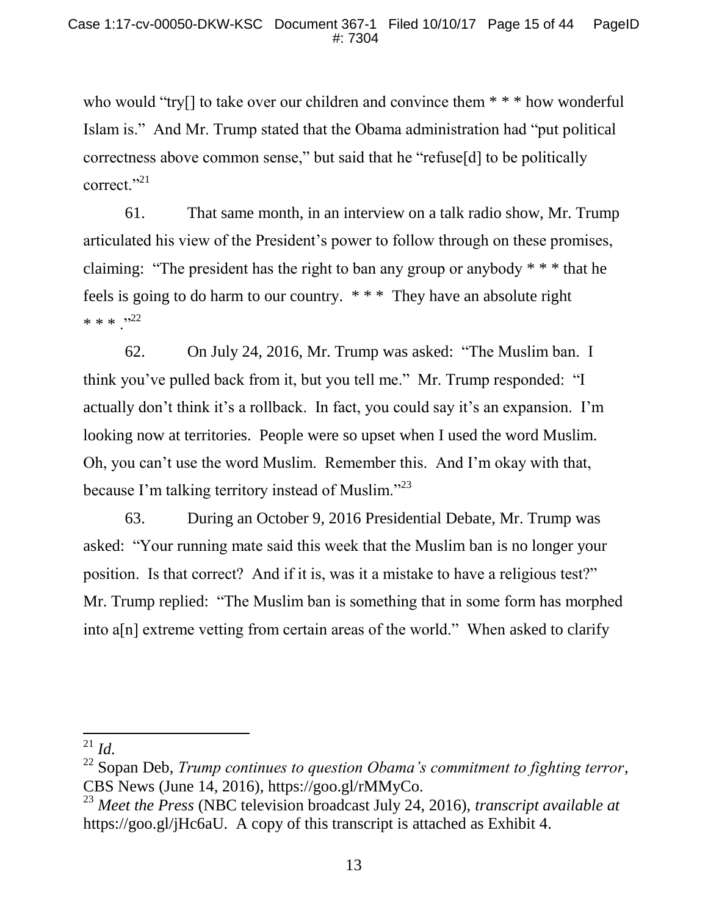who would "try[] to take over our children and convince them * * * how wonderful Islam is." And Mr. Trump stated that the Obama administration had "put political correctness above common sense," but said that he "refuse[d] to be politically correct."[21]

61. That same month, in an interview on a talk radio show, Mr. Trump articulated his view of the President's power to follow through on these promises, claiming: "The president has the right to ban any group or anybody * * * that he feels is going to do harm to our country. * * * They have an absolute right * * * ."[22]

62. On July 24, 2016, Mr. Trump was asked: "The Muslim ban. I think you've pulled back from it, but you tell me." Mr. Trump responded: "I actually don't think it's a rollback. In fact, you could say it's an expansion. I'm looking now at territories. People were so upset when I used the word Muslim. Oh, you can't use the word Muslim. Remember this. And I'm okay with that, because I'm talking territory instead of Muslim."[23]

63. During an October 9, 2016 Presidential Debate, Mr. Trump was asked: "Your running mate said this week that the Muslim ban is no longer your position. Is that correct? And if it is, was it a mistake to have a religious test?" Mr. Trump replied: "The Muslim ban is something that in some form has morphed into a[n] extreme vetting from certain areas of the world." When asked to clarify

---

[21] *Id.*

[22] Sopan Deb, *Trump continues to question Obama's commitment to fighting terror*, CBS News (June 14, 2016), https://goo.gl/rMMyCo.

[23] *Meet the Press* (NBC television broadcast July 24, 2016), *transcript available at* https://goo.gl/jHc6aU. A copy of this transcript is attached as Exhibit 4.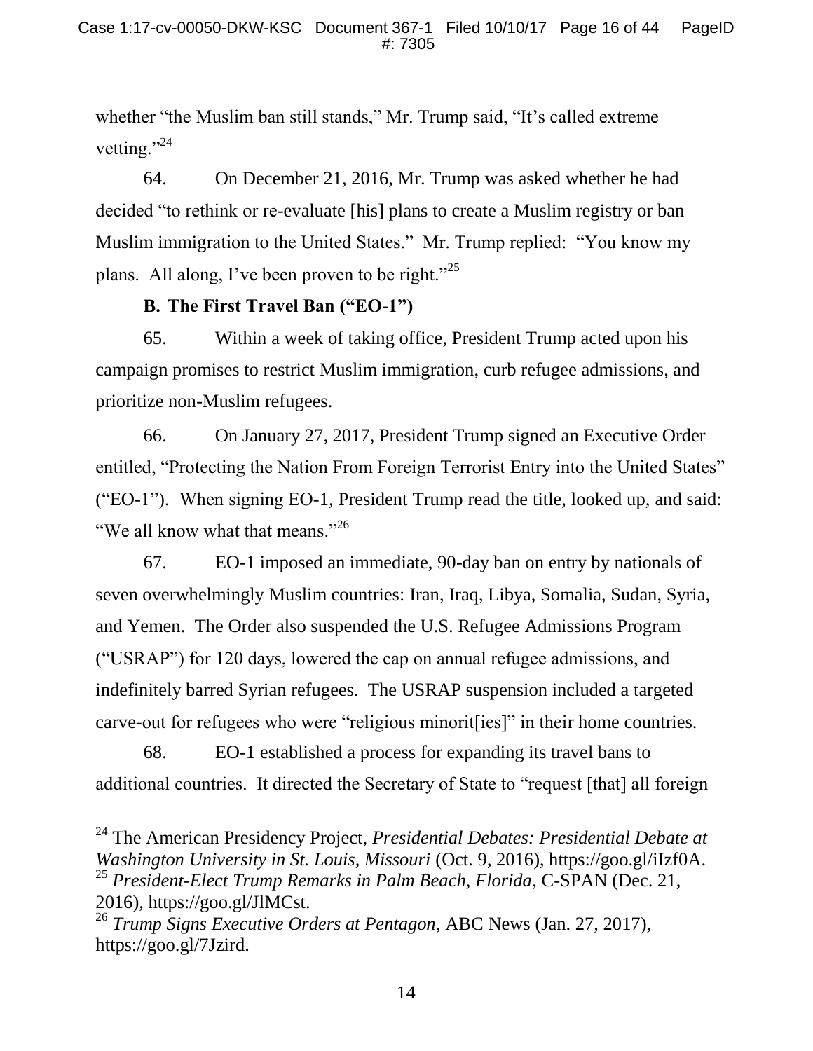whether "the Muslim ban still stands," Mr. Trump said, "It's called extreme vetting."[24]

64. On December 21, 2016, Mr. Trump was asked whether he had decided "to rethink or re-evaluate [his] plans to create a Muslim registry or ban Muslim immigration to the United States." Mr. Trump replied: "You know my plans. All along, I've been proven to be right."[25]

### B. The First Travel Ban ("EO-1")

65. Within a week of taking office, President Trump acted upon his campaign promises to restrict Muslim immigration, curb refugee admissions, and prioritize non-Muslim refugees.

66. On January 27, 2017, President Trump signed an Executive Order entitled, "Protecting the Nation From Foreign Terrorist Entry into the United States" ("EO-1"). When signing EO-1, President Trump read the title, looked up, and said: "We all know what that means."[26]

67. EO-1 imposed an immediate, 90-day ban on entry by nationals of seven overwhelmingly Muslim countries: Iran, Iraq, Libya, Somalia, Sudan, Syria, and Yemen. The Order also suspended the U.S. Refugee Admissions Program ("USRAP") for 120 days, lowered the cap on annual refugee admissions, and indefinitely barred Syrian refugees. The USRAP suspension included a targeted carve-out for refugees who were "religious minorit[ies]" in their home countries.

68. EO-1 established a process for expanding its travel bans to additional countries. It directed the Secretary of State to "request [that] all foreign

---

[24] The American Presidency Project, *Presidential Debates: Presidential Debate at Washington University in St. Louis, Missouri* (Oct. 9, 2016), https://goo.gl/iIzf0A.

[25] *President-Elect Trump Remarks in Palm Beach, Florida*, C-SPAN (Dec. 21, 2016), https://goo.gl/JlMCst.

[26] *Trump Signs Executive Orders at Pentagon*, ABC News (Jan. 27, 2017), https://goo.gl/7Jzird.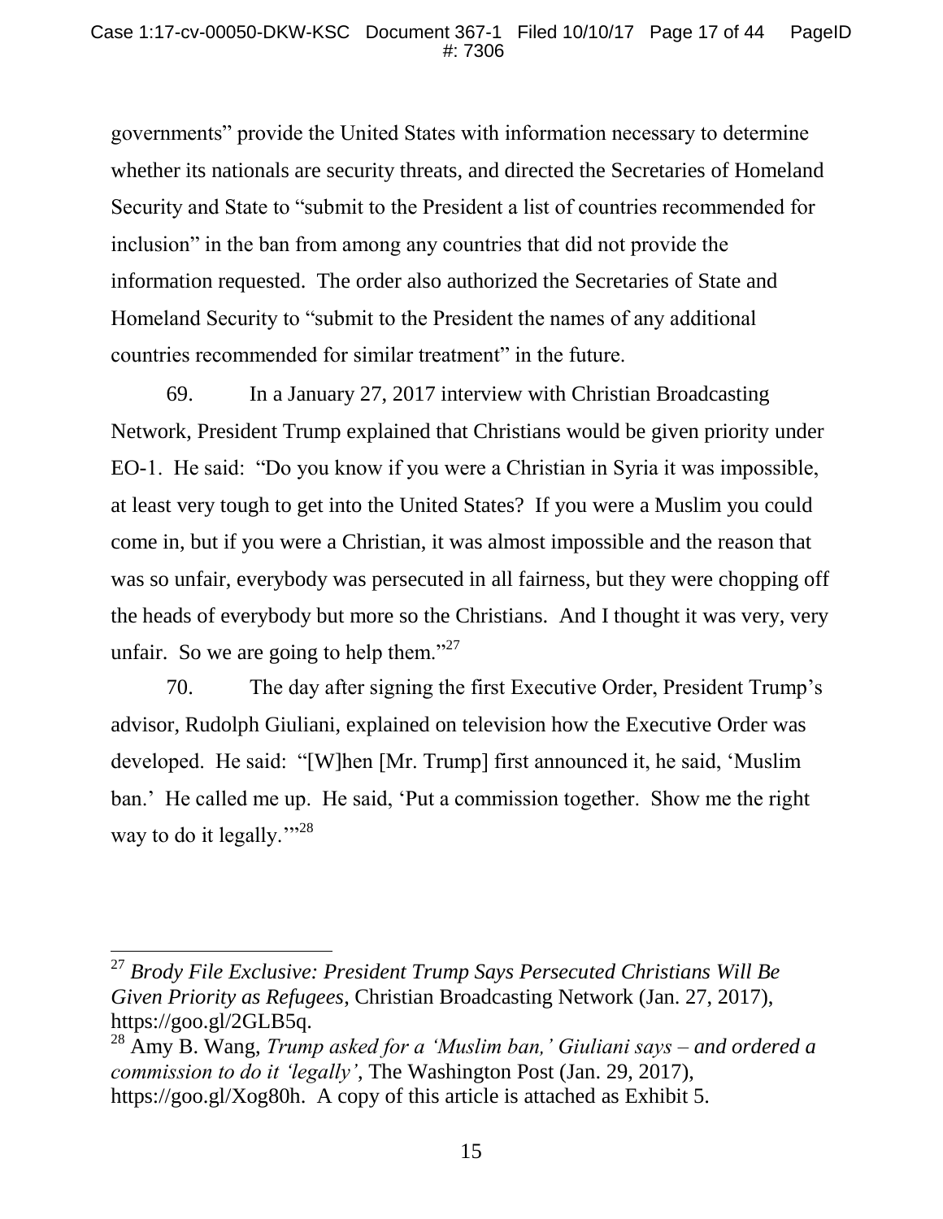governments" provide the United States with information necessary to determine whether its nationals are security threats, and directed the Secretaries of Homeland Security and State to "submit to the President a list of countries recommended for inclusion" in the ban from among any countries that did not provide the information requested. The order also authorized the Secretaries of State and Homeland Security to "submit to the President the names of any additional countries recommended for similar treatment" in the future.

69. In a January 27, 2017 interview with Christian Broadcasting Network, President Trump explained that Christians would be given priority under EO-1. He said: "Do you know if you were a Christian in Syria it was impossible, at least very tough to get into the United States? If you were a Muslim you could come in, but if you were a Christian, it was almost impossible and the reason that was so unfair, everybody was persecuted in all fairness, but they were chopping off the heads of everybody but more so the Christians. And I thought it was very, very unfair. So we are going to help them."[27]

70. The day after signing the first Executive Order, President Trump's advisor, Rudolph Giuliani, explained on television how the Executive Order was developed. He said: "[W]hen [Mr. Trump] first announced it, he said, 'Muslim ban.' He called me up. He said, 'Put a commission together. Show me the right way to do it legally.'"[28]

---

[27] *Brody File Exclusive: President Trump Says Persecuted Christians Will Be Given Priority as Refugees*, Christian Broadcasting Network (Jan. 27, 2017), https://goo.gl/2GLB5q.

[28] Amy B. Wang, *Trump asked for a 'Muslim ban,' Giuliani says – and ordered a commission to do it 'legally'*, The Washington Post (Jan. 29, 2017), https://goo.gl/Xog80h. A copy of this article is attached as Exhibit 5.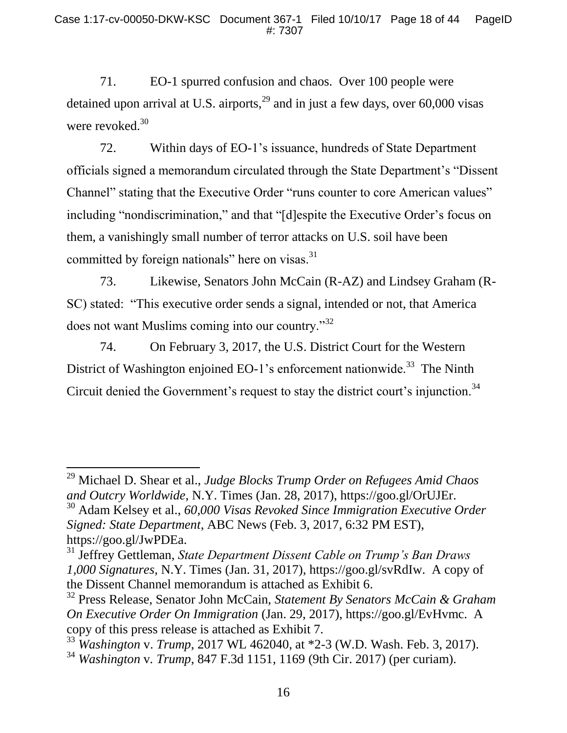71. EO-1 spurred confusion and chaos. Over 100 people were detained upon arrival at U.S. airports,[29] and in just a few days, over 60,000 visas were revoked.[30]

72. Within days of EO-1's issuance, hundreds of State Department officials signed a memorandum circulated through the State Department's "Dissent Channel" stating that the Executive Order "runs counter to core American values" including "nondiscrimination," and that "[d]espite the Executive Order's focus on them, a vanishingly small number of terror attacks on U.S. soil have been committed by foreign nationals" here on visas.[31]

73. Likewise, Senators John McCain (R-AZ) and Lindsey Graham (R-SC) stated: "This executive order sends a signal, intended or not, that America does not want Muslims coming into our country."[32]

74. On February 3, 2017, the U.S. District Court for the Western District of Washington enjoined EO-1's enforcement nationwide.[33] The Ninth Circuit denied the Government's request to stay the district court's injunction.[34]

---

[29] Michael D. Shear et al., *Judge Blocks Trump Order on Refugees Amid Chaos and Outcry Worldwide*, N.Y. Times (Jan. 28, 2017), https://goo.gl/OrUJEr.

[30] Adam Kelsey et al., *60,000 Visas Revoked Since Immigration Executive Order Signed: State Department*, ABC News (Feb. 3, 2017, 6:32 PM EST), https://goo.gl/JwPDEa.

[31] Jeffrey Gettleman, *State Department Dissent Cable on Trump's Ban Draws 1,000 Signatures*, N.Y. Times (Jan. 31, 2017), https://goo.gl/svRdIw. A copy of the Dissent Channel memorandum is attached as Exhibit 6.

[32] Press Release, Senator John McCain, *Statement By Senators McCain & Graham On Executive Order On Immigration* (Jan. 29, 2017), https://goo.gl/EvHvmc. A copy of this press release is attached as Exhibit 7.

[33] *Washington* v. *Trump*, 2017 WL 462040, at *2-3 (W.D. Wash. Feb. 3, 2017).

[34] *Washington* v. *Trump*, 847 F.3d 1151, 1169 (9th Cir. 2017) (per curiam).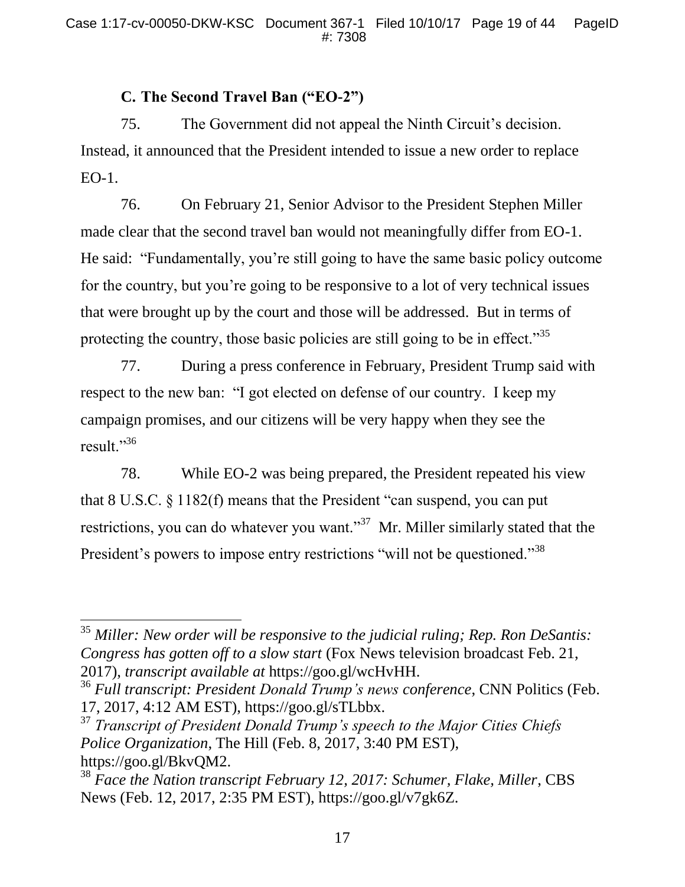### C. The Second Travel Ban ("EO-2")

75. The Government did not appeal the Ninth Circuit's decision. Instead, it announced that the President intended to issue a new order to replace EO-1.

76. On February 21, Senior Advisor to the President Stephen Miller made clear that the second travel ban would not meaningfully differ from EO-1. He said: "Fundamentally, you're still going to have the same basic policy outcome for the country, but you're going to be responsive to a lot of very technical issues that were brought up by the court and those will be addressed. But in terms of protecting the country, those basic policies are still going to be in effect."[35]

77. During a press conference in February, President Trump said with respect to the new ban: "I got elected on defense of our country. I keep my campaign promises, and our citizens will be very happy when they see the result."[36]

78. While EO-2 was being prepared, the President repeated his view that 8 U.S.C. § 1182(f) means that the President "can suspend, you can put restrictions, you can do whatever you want."[37] Mr. Miller similarly stated that the President's powers to impose entry restrictions "will not be questioned."[38]

---

[35] *Miller: New order will be responsive to the judicial ruling; Rep. Ron DeSantis: Congress has gotten off to a slow start* (Fox News television broadcast Feb. 21, 2017), *transcript available at* https://goo.gl/wcHvHH.

[36] *Full transcript: President Donald Trump's news conference*, CNN Politics (Feb. 17, 2017, 4:12 AM EST), https://goo.gl/sTLbbx.

[37] *Transcript of President Donald Trump's speech to the Major Cities Chiefs Police Organization*, The Hill (Feb. 8, 2017, 3:40 PM EST), https://goo.gl/BkvQM2.

[38] *Face the Nation transcript February 12, 2017: Schumer, Flake, Miller*, CBS News (Feb. 12, 2017, 2:35 PM EST), https://goo.gl/v7gk6Z.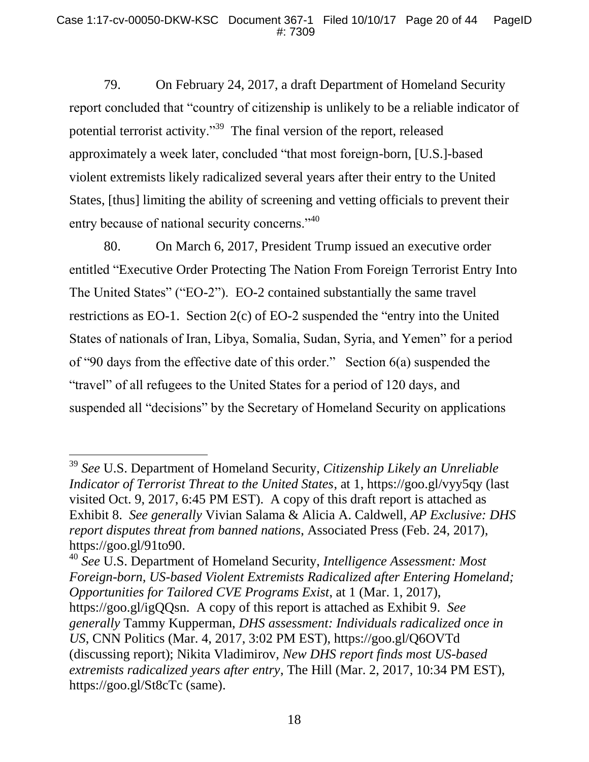79. On February 24, 2017, a draft Department of Homeland Security report concluded that "country of citizenship is unlikely to be a reliable indicator of potential terrorist activity."[39] The final version of the report, released approximately a week later, concluded "that most foreign-born, [U.S.]-based violent extremists likely radicalized several years after their entry to the United States, [thus] limiting the ability of screening and vetting officials to prevent their entry because of national security concerns."[40]

80. On March 6, 2017, President Trump issued an executive order entitled "Executive Order Protecting The Nation From Foreign Terrorist Entry Into The United States" ("EO-2"). EO-2 contained substantially the same travel restrictions as EO-1. Section 2(c) of EO-2 suspended the "entry into the United States of nationals of Iran, Libya, Somalia, Sudan, Syria, and Yemen" for a period of "90 days from the effective date of this order." Section 6(a) suspended the "travel" of all refugees to the United States for a period of 120 days, and suspended all "decisions" by the Secretary of Homeland Security on applications

---

[39] *See* U.S. Department of Homeland Security, *Citizenship Likely an Unreliable Indicator of Terrorist Threat to the United States*, at 1, https://goo.gl/vyy5qy (last visited Oct. 9, 2017, 6:45 PM EST). A copy of this draft report is attached as Exhibit 8. *See generally* Vivian Salama & Alicia A. Caldwell, *AP Exclusive: DHS report disputes threat from banned nations*, Associated Press (Feb. 24, 2017), https://goo.gl/91to90.

[40] *See* U.S. Department of Homeland Security, *Intelligence Assessment: Most Foreign-born, US-based Violent Extremists Radicalized after Entering Homeland; Opportunities for Tailored CVE Programs Exist*, at 1 (Mar. 1, 2017), https://goo.gl/igQQsn. A copy of this report is attached as Exhibit 9. *See generally* Tammy Kupperman, *DHS assessment: Individuals radicalized once in US*, CNN Politics (Mar. 4, 2017, 3:02 PM EST), https://goo.gl/Q6OVTd (discussing report); Nikita Vladimirov, *New DHS report finds most US-based extremists radicalized years after entry*, The Hill (Mar. 2, 2017, 10:34 PM EST), https://goo.gl/St8cTc (same).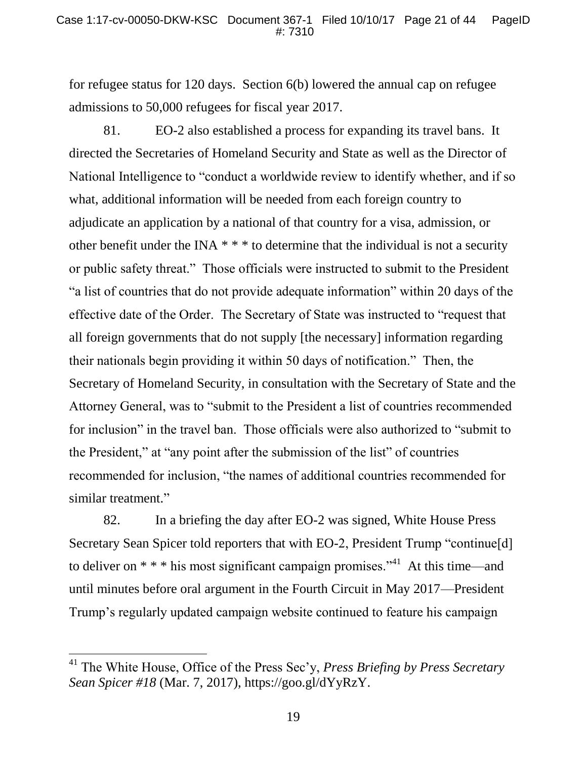for refugee status for 120 days. Section 6(b) lowered the annual cap on refugee admissions to 50,000 refugees for fiscal year 2017.

81. EO-2 also established a process for expanding its travel bans. It directed the Secretaries of Homeland Security and State as well as the Director of National Intelligence to "conduct a worldwide review to identify whether, and if so what, additional information will be needed from each foreign country to adjudicate an application by a national of that country for a visa, admission, or other benefit under the INA * * * to determine that the individual is not a security or public safety threat." Those officials were instructed to submit to the President "a list of countries that do not provide adequate information" within 20 days of the effective date of the Order. The Secretary of State was instructed to "request that all foreign governments that do not supply [the necessary] information regarding their nationals begin providing it within 50 days of notification." Then, the Secretary of Homeland Security, in consultation with the Secretary of State and the Attorney General, was to "submit to the President a list of countries recommended for inclusion" in the travel ban. Those officials were also authorized to "submit to the President," at "any point after the submission of the list" of countries recommended for inclusion, "the names of additional countries recommended for similar treatment."

82. In a briefing the day after EO-2 was signed, White House Press Secretary Sean Spicer told reporters that with EO-2, President Trump "continue[d] to deliver on * * * his most significant campaign promises."[41] At this time—and until minutes before oral argument in the Fourth Circuit in May 2017—President Trump's regularly updated campaign website continued to feature his campaign

---

[41] The White House, Office of the Press Sec'y, *Press Briefing by Press Secretary Sean Spicer #18* (Mar. 7, 2017), https://goo.gl/dYyRzY.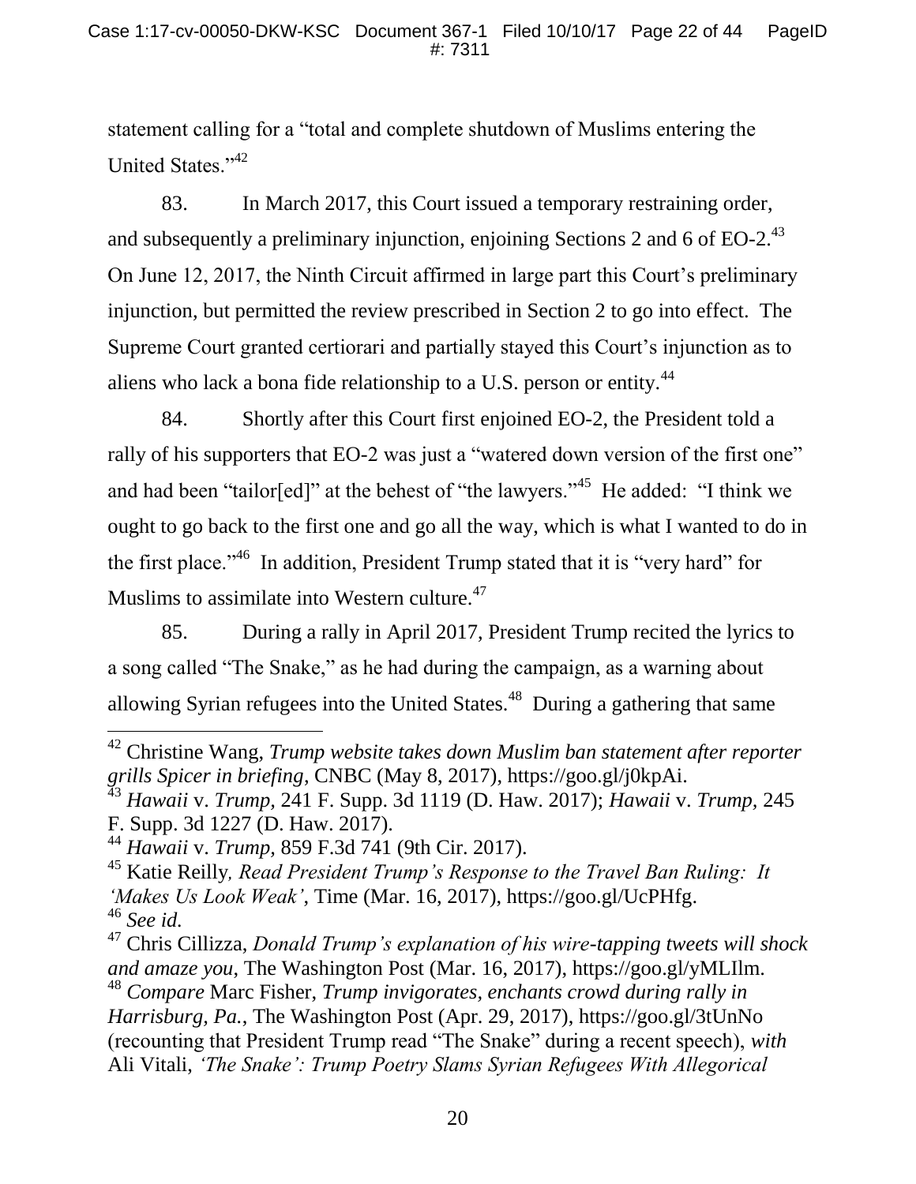statement calling for a "total and complete shutdown of Muslims entering the United States."[42]

83. In March 2017, this Court issued a temporary restraining order, and subsequently a preliminary injunction, enjoining Sections 2 and 6 of EO-2.[43] On June 12, 2017, the Ninth Circuit affirmed in large part this Court's preliminary injunction, but permitted the review prescribed in Section 2 to go into effect. The Supreme Court granted certiorari and partially stayed this Court's injunction as to aliens who lack a bona fide relationship to a U.S. person or entity.[44]

84. Shortly after this Court first enjoined EO-2, the President told a rally of his supporters that EO-2 was just a "watered down version of the first one" and had been "tailor[ed]" at the behest of "the lawyers."[45] He added: "I think we ought to go back to the first one and go all the way, which is what I wanted to do in the first place."[46] In addition, President Trump stated that it is "very hard" for Muslims to assimilate into Western culture.[47]

85. During a rally in April 2017, President Trump recited the lyrics to a song called "The Snake," as he had during the campaign, as a warning about allowing Syrian refugees into the United States.[48] During a gathering that same

---

[42] Christine Wang, *Trump website takes down Muslim ban statement after reporter grills Spicer in briefing*, CNBC (May 8, 2017), https://goo.gl/j0kpAi.

[43] *Hawaii* v. *Trump*, 241 F. Supp. 3d 1119 (D. Haw. 2017); *Hawaii* v. *Trump*, 245 F. Supp. 3d 1227 (D. Haw. 2017).

[44] *Hawaii* v. *Trump*, 859 F.3d 741 (9th Cir. 2017).

[45] Katie Reilly, *Read President Trump's Response to the Travel Ban Ruling: It 'Makes Us Look Weak'*, Time (Mar. 16, 2017), https://goo.gl/UcPHfg.

[46] *See id.*

[47] Chris Cillizza, *Donald Trump's explanation of his wire-tapping tweets will shock and amaze you*, The Washington Post (Mar. 16, 2017), https://goo.gl/yMLIlm.

[48] *Compare* Marc Fisher, *Trump invigorates, enchants crowd during rally in Harrisburg, Pa.*, The Washington Post (Apr. 29, 2017), https://goo.gl/3tUnNo (recounting that President Trump read "The Snake" during a recent speech), *with* Ali Vitali, *'The Snake': Trump Poetry Slams Syrian Refugees With Allegorical*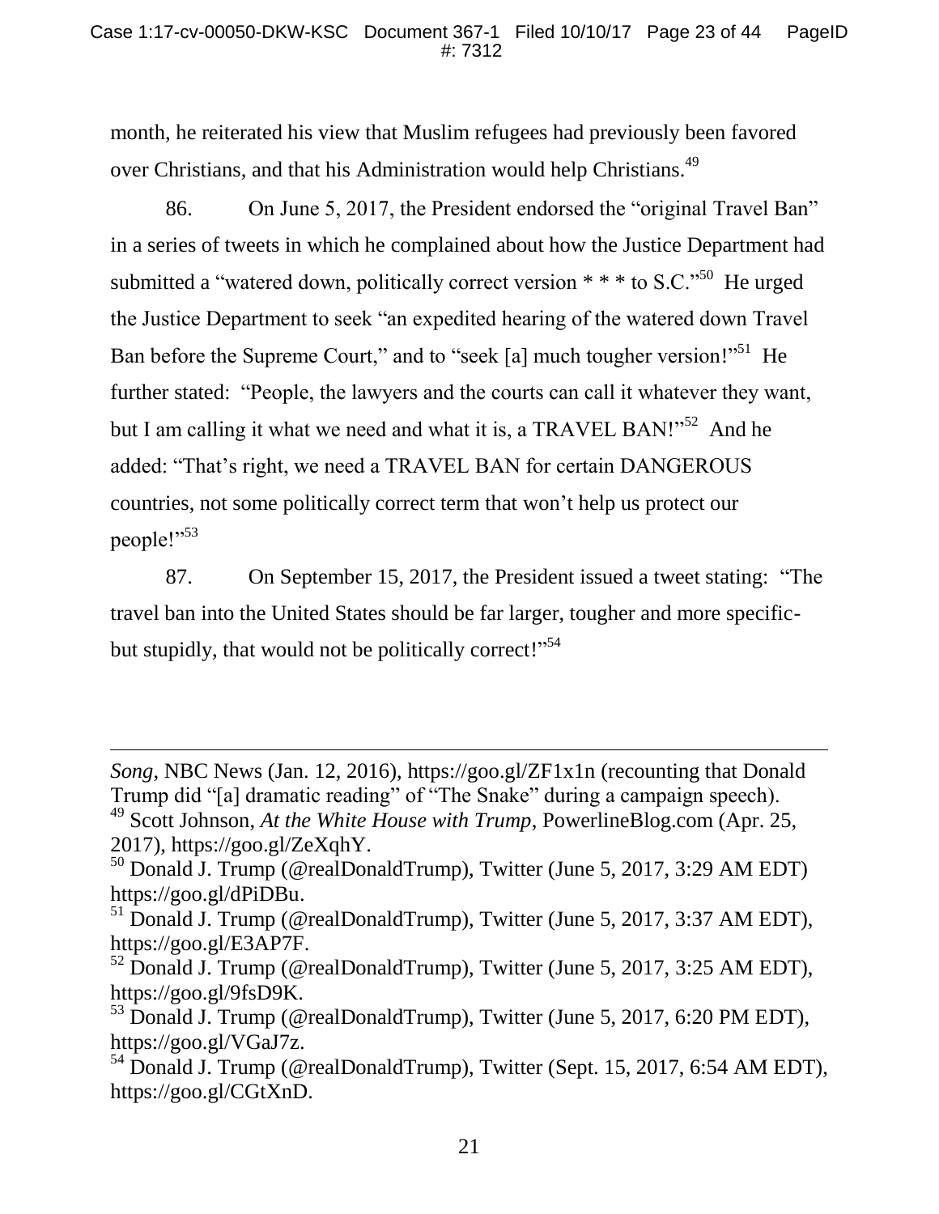month, he reiterated his view that Muslim refugees had previously been favored over Christians, and that his Administration would help Christians.[49]

86. On June 5, 2017, the President endorsed the "original Travel Ban" in a series of tweets in which he complained about how the Justice Department had submitted a "watered down, politically correct version * * * to S.C."[50] He urged the Justice Department to seek "an expedited hearing of the watered down Travel Ban before the Supreme Court," and to "seek [a] much tougher version!"[51] He further stated: "People, the lawyers and the courts can call it whatever they want, but I am calling it what we need and what it is, a TRAVEL BAN!"[52] And he added: "That's right, we need a TRAVEL BAN for certain DANGEROUS countries, not some politically correct term that won't help us protect our people!"[53]

87. On September 15, 2017, the President issued a tweet stating: "The travel ban into the United States should be far larger, tougher and more specific-but stupidly, that would not be politically correct!"[54]

---

*Song*, NBC News (Jan. 12, 2016), https://goo.gl/ZF1x1n (recounting that Donald Trump did "[a] dramatic reading" of "The Snake" during a campaign speech).

[49] Scott Johnson, *At the White House with Trump*, PowerlineBlog.com (Apr. 25, 2017), https://goo.gl/ZeXqhY.

[50] Donald J. Trump (@realDonaldTrump), Twitter (June 5, 2017, 3:29 AM EDT) https://goo.gl/dPiDBu.

[51] Donald J. Trump (@realDonaldTrump), Twitter (June 5, 2017, 3:37 AM EDT), https://goo.gl/E3AP7F.

[52] Donald J. Trump (@realDonaldTrump), Twitter (June 5, 2017, 3:25 AM EDT), https://goo.gl/9fsD9K.

[53] Donald J. Trump (@realDonaldTrump), Twitter (June 5, 2017, 6:20 PM EDT), https://goo.gl/VGaJ7z.

[54] Donald J. Trump (@realDonaldTrump), Twitter (Sept. 15, 2017, 6:54 AM EDT), https://goo.gl/CGtXnD.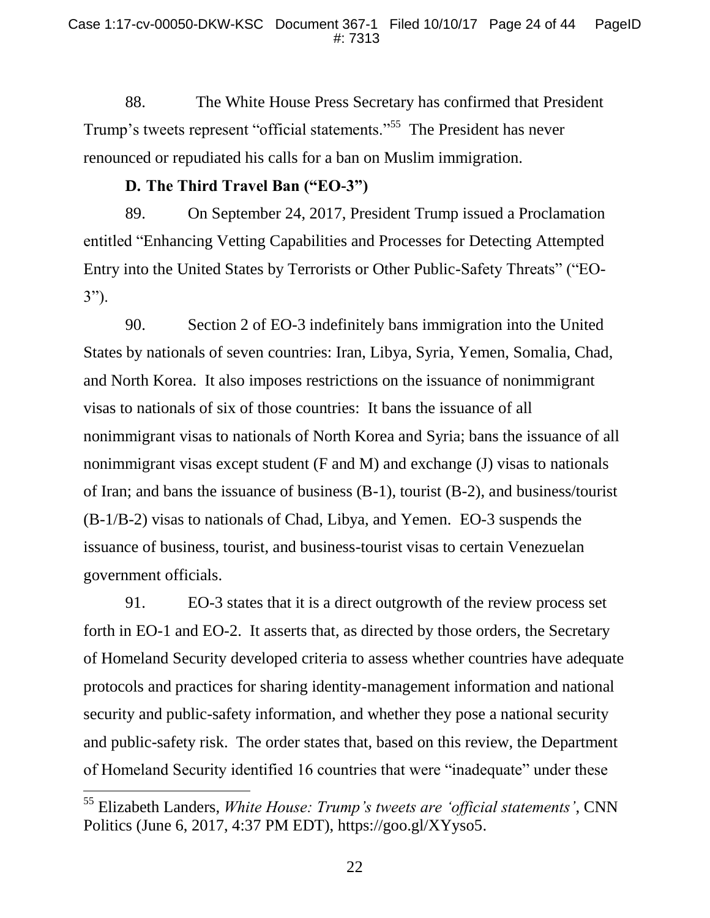88. The White House Press Secretary has confirmed that President Trump's tweets represent "official statements."[55] The President has never renounced or repudiated his calls for a ban on Muslim immigration.

### D. The Third Travel Ban ("EO-3")

89. On September 24, 2017, President Trump issued a Proclamation entitled "Enhancing Vetting Capabilities and Processes for Detecting Attempted Entry into the United States by Terrorists or Other Public-Safety Threats" ("EO-3").

90. Section 2 of EO-3 indefinitely bans immigration into the United States by nationals of seven countries: Iran, Libya, Syria, Yemen, Somalia, Chad, and North Korea. It also imposes restrictions on the issuance of nonimmigrant visas to nationals of six of those countries: It bans the issuance of all nonimmigrant visas to nationals of North Korea and Syria; bans the issuance of all nonimmigrant visas except student (F and M) and exchange (J) visas to nationals of Iran; and bans the issuance of business (B-1), tourist (B-2), and business/tourist (B-1/B-2) visas to nationals of Chad, Libya, and Yemen. EO-3 suspends the issuance of business, tourist, and business-tourist visas to certain Venezuelan government officials.

91. EO-3 states that it is a direct outgrowth of the review process set forth in EO-1 and EO-2. It asserts that, as directed by those orders, the Secretary of Homeland Security developed criteria to assess whether countries have adequate protocols and practices for sharing identity-management information and national security and public-safety information, and whether they pose a national security and public-safety risk. The order states that, based on this review, the Department of Homeland Security identified 16 countries that were "inadequate" under these

---

[55] Elizabeth Landers, *White House: Trump's tweets are 'official statements'*, CNN Politics (June 6, 2017, 4:37 PM EDT), https://goo.gl/XYyso5.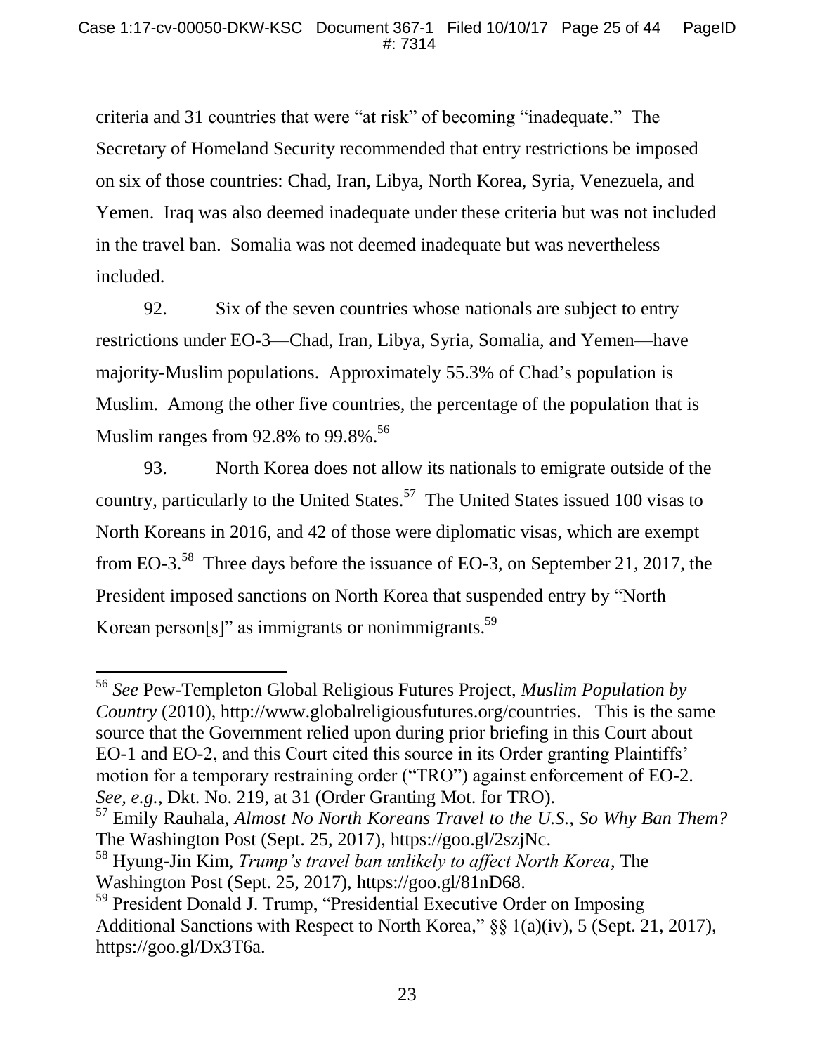criteria and 31 countries that were "at risk" of becoming "inadequate." The Secretary of Homeland Security recommended that entry restrictions be imposed on six of those countries: Chad, Iran, Libya, North Korea, Syria, Venezuela, and Yemen. Iraq was also deemed inadequate under these criteria but was not included in the travel ban. Somalia was not deemed inadequate but was nevertheless included.

92. Six of the seven countries whose nationals are subject to entry restrictions under EO-3—Chad, Iran, Libya, Syria, Somalia, and Yemen—have majority-Muslim populations. Approximately 55.3% of Chad's population is Muslim. Among the other five countries, the percentage of the population that is Muslim ranges from 92.8% to 99.8%.[56]

93. North Korea does not allow its nationals to emigrate outside of the country, particularly to the United States.[57] The United States issued 100 visas to North Koreans in 2016, and 42 of those were diplomatic visas, which are exempt from EO-3.[58] Three days before the issuance of EO-3, on September 21, 2017, the President imposed sanctions on North Korea that suspended entry by "North Korean person[s]" as immigrants or nonimmigrants.[59]

---

[56] *See* Pew-Templeton Global Religious Futures Project, *Muslim Population by Country* (2010), http://www.globalreligiousfutures.org/countries. This is the same source that the Government relied upon during prior briefing in this Court about EO-1 and EO-2, and this Court cited this source in its Order granting Plaintiffs' motion for a temporary restraining order ("TRO") against enforcement of EO-2. *See, e.g.*, Dkt. No. 219, at 31 (Order Granting Mot. for TRO).

[57] Emily Rauhala, *Almost No North Koreans Travel to the U.S., So Why Ban Them?* The Washington Post (Sept. 25, 2017), https://goo.gl/2szjNc.

[58] Hyung-Jin Kim, *Trump's travel ban unlikely to affect North Korea*, The Washington Post (Sept. 25, 2017), https://goo.gl/81nD68.

[59] President Donald J. Trump, "Presidential Executive Order on Imposing Additional Sanctions with Respect to North Korea," §§ 1(a)(iv), 5 (Sept. 21, 2017), https://goo.gl/Dx3T6a.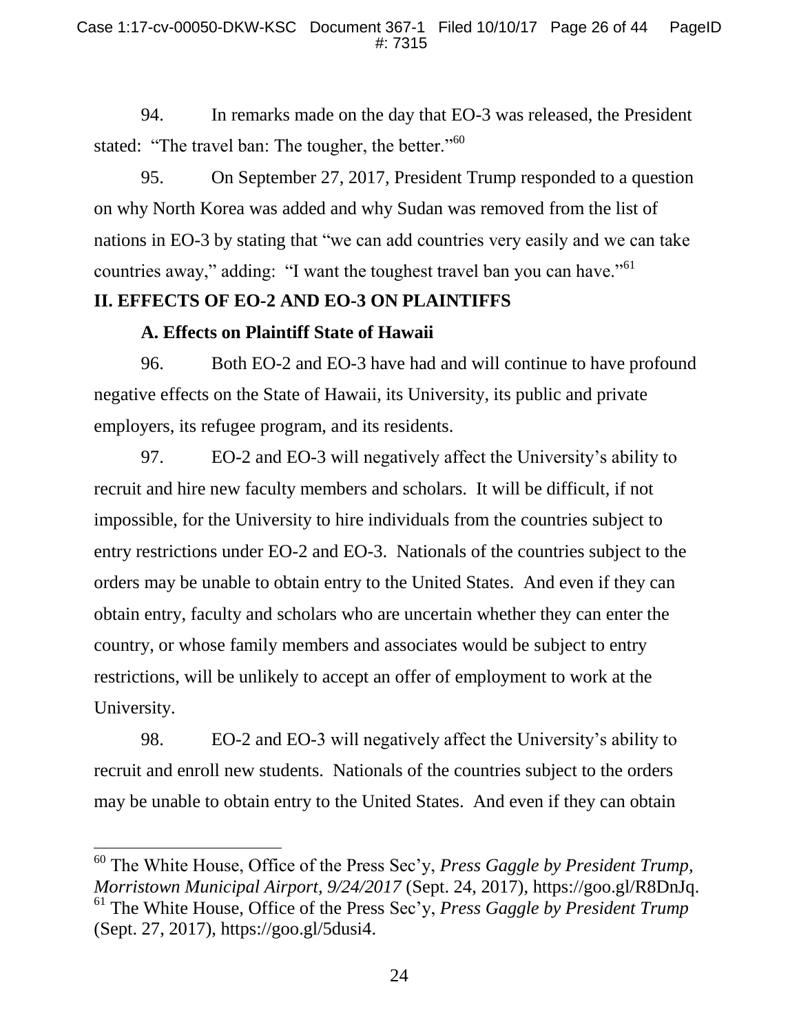94. In remarks made on the day that EO-3 was released, the President stated: "The travel ban: The tougher, the better."[60]

95. On September 27, 2017, President Trump responded to a question on why North Korea was added and why Sudan was removed from the list of nations in EO-3 by stating that "we can add countries very easily and we can take countries away," adding: "I want the toughest travel ban you can have."[61]

## II. EFFECTS OF EO-2 AND EO-3 ON PLAINTIFFS

### A. Effects on Plaintiff State of Hawaii

96. Both EO-2 and EO-3 have had and will continue to have profound negative effects on the State of Hawaii, its University, its public and private employers, its refugee program, and its residents.

97. EO-2 and EO-3 will negatively affect the University's ability to recruit and hire new faculty members and scholars. It will be difficult, if not impossible, for the University to hire individuals from the countries subject to entry restrictions under EO-2 and EO-3. Nationals of the countries subject to the orders may be unable to obtain entry to the United States. And even if they can obtain entry, faculty and scholars who are uncertain whether they can enter the country, or whose family members and associates would be subject to entry restrictions, will be unlikely to accept an offer of employment to work at the University.

98. EO-2 and EO-3 will negatively affect the University's ability to recruit and enroll new students. Nationals of the countries subject to the orders may be unable to obtain entry to the United States. And even if they can obtain

---

[60] The White House, Office of the Press Sec'y, *Press Gaggle by President Trump, Morristown Municipal Airport, 9/24/2017* (Sept. 24, 2017), https://goo.gl/R8DnJq.

[61] The White House, Office of the Press Sec'y, *Press Gaggle by President Trump* (Sept. 27, 2017), https://goo.gl/5dusi4.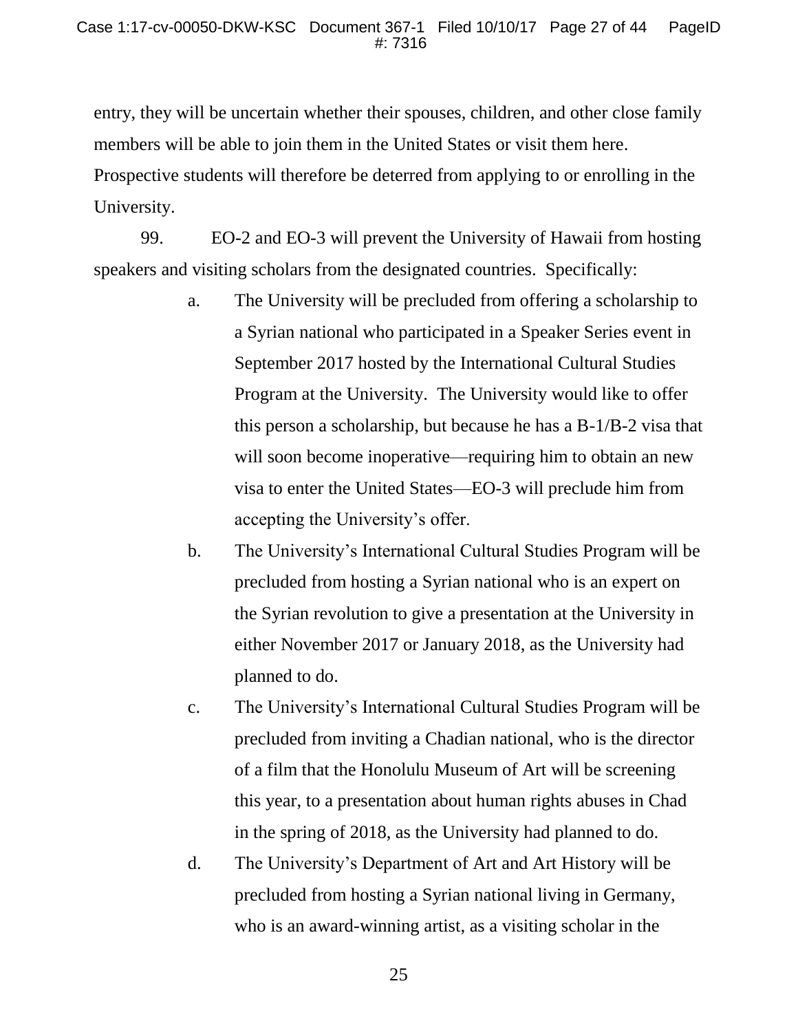entry, they will be uncertain whether their spouses, children, and other close family members will be able to join them in the United States or visit them here. Prospective students will therefore be deterred from applying to or enrolling in the University.

99. EO-2 and EO-3 will prevent the University of Hawaii from hosting speakers and visiting scholars from the designated countries. Specifically:

a. The University will be precluded from offering a scholarship to a Syrian national who participated in a Speaker Series event in September 2017 hosted by the International Cultural Studies Program at the University. The University would like to offer this person a scholarship, but because he has a B-1/B-2 visa that will soon become inoperative—requiring him to obtain an new visa to enter the United States—EO-3 will preclude him from accepting the University's offer.

b. The University's International Cultural Studies Program will be precluded from hosting a Syrian national who is an expert on the Syrian revolution to give a presentation at the University in either November 2017 or January 2018, as the University had planned to do.

c. The University's International Cultural Studies Program will be precluded from inviting a Chadian national, who is the director of a film that the Honolulu Museum of Art will be screening this year, to a presentation about human rights abuses in Chad in the spring of 2018, as the University had planned to do.

d. The University's Department of Art and Art History will be precluded from hosting a Syrian national living in Germany, who is an award-winning artist, as a visiting scholar in the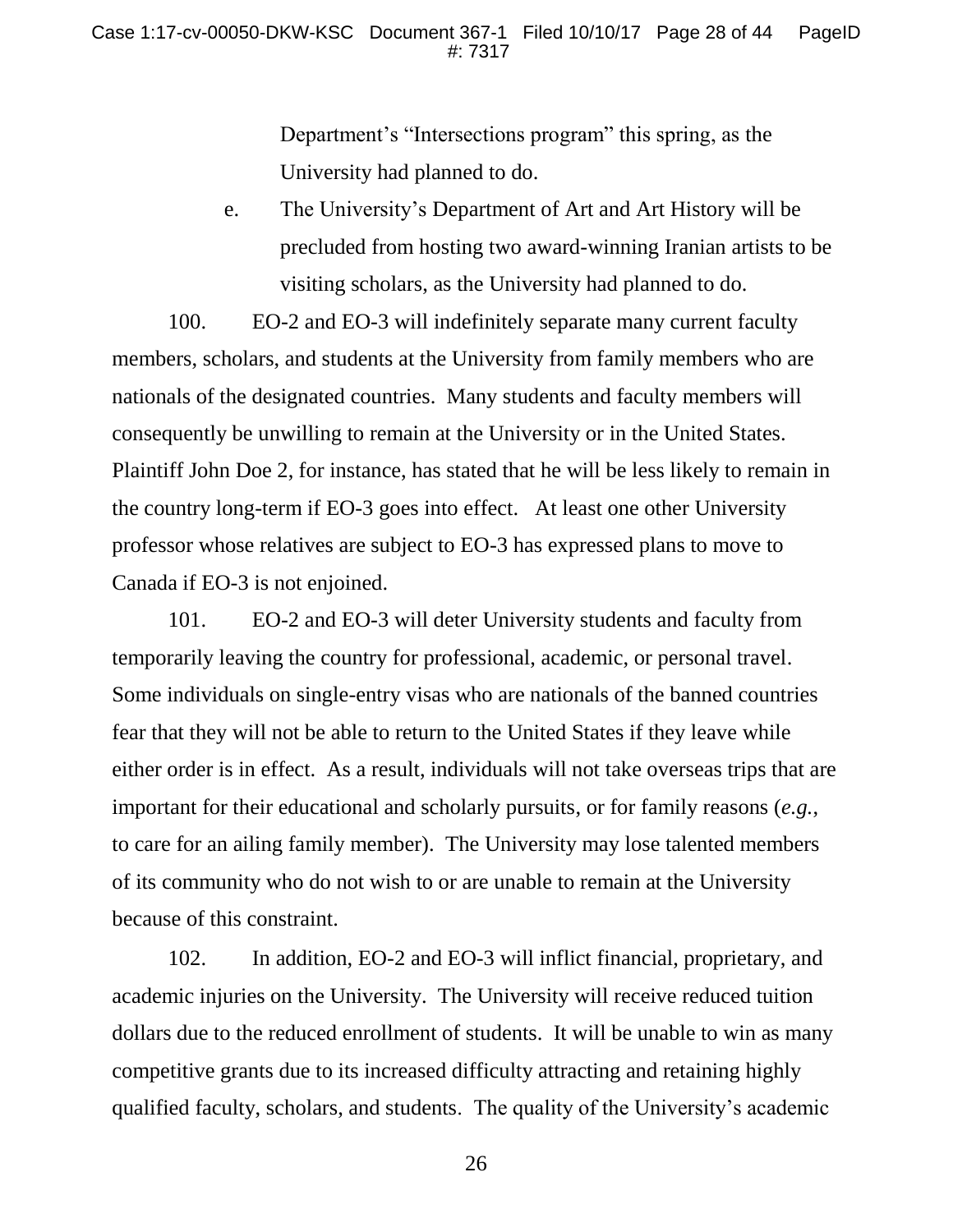Department's "Intersections program" this spring, as the University had planned to do.

e. The University's Department of Art and Art History will be precluded from hosting two award-winning Iranian artists to be visiting scholars, as the University had planned to do.

100. EO-2 and EO-3 will indefinitely separate many current faculty members, scholars, and students at the University from family members who are nationals of the designated countries. Many students and faculty members will consequently be unwilling to remain at the University or in the United States. Plaintiff John Doe 2, for instance, has stated that he will be less likely to remain in the country long-term if EO-3 goes into effect. At least one other University professor whose relatives are subject to EO-3 has expressed plans to move to Canada if EO-3 is not enjoined.

101. EO-2 and EO-3 will deter University students and faculty from temporarily leaving the country for professional, academic, or personal travel. Some individuals on single-entry visas who are nationals of the banned countries fear that they will not be able to return to the United States if they leave while either order is in effect. As a result, individuals will not take overseas trips that are important for their educational and scholarly pursuits, or for family reasons (*e.g.*, to care for an ailing family member). The University may lose talented members of its community who do not wish to or are unable to remain at the University because of this constraint.

102. In addition, EO-2 and EO-3 will inflict financial, proprietary, and academic injuries on the University. The University will receive reduced tuition dollars due to the reduced enrollment of students. It will be unable to win as many competitive grants due to its increased difficulty attracting and retaining highly qualified faculty, scholars, and students. The quality of the University's academic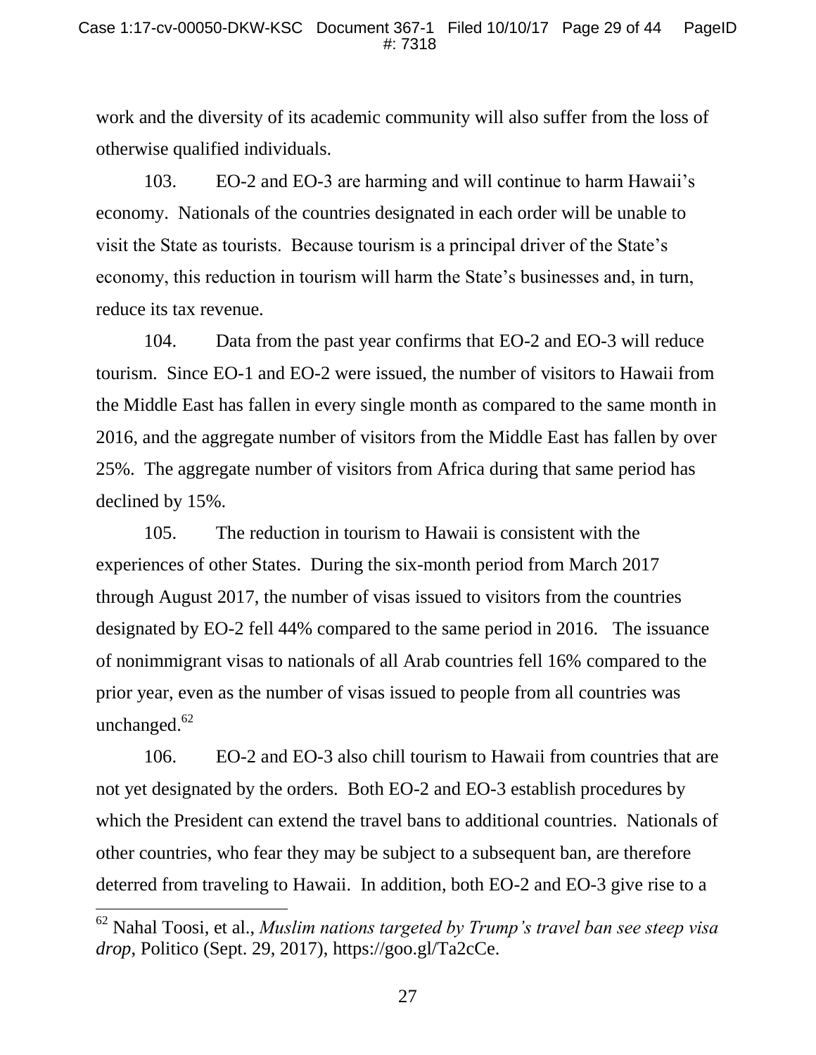work and the diversity of its academic community will also suffer from the loss of otherwise qualified individuals.

103. EO-2 and EO-3 are harming and will continue to harm Hawaii's economy. Nationals of the countries designated in each order will be unable to visit the State as tourists. Because tourism is a principal driver of the State's economy, this reduction in tourism will harm the State's businesses and, in turn, reduce its tax revenue.

104. Data from the past year confirms that EO-2 and EO-3 will reduce tourism. Since EO-1 and EO-2 were issued, the number of visitors to Hawaii from the Middle East has fallen in every single month as compared to the same month in 2016, and the aggregate number of visitors from the Middle East has fallen by over 25%. The aggregate number of visitors from Africa during that same period has declined by 15%.

105. The reduction in tourism to Hawaii is consistent with the experiences of other States. During the six-month period from March 2017 through August 2017, the number of visas issued to visitors from the countries designated by EO-2 fell 44% compared to the same period in 2016. The issuance of nonimmigrant visas to nationals of all Arab countries fell 16% compared to the prior year, even as the number of visas issued to people from all countries was unchanged.[62]

106. EO-2 and EO-3 also chill tourism to Hawaii from countries that are not yet designated by the orders. Both EO-2 and EO-3 establish procedures by which the President can extend the travel bans to additional countries. Nationals of other countries, who fear they may be subject to a subsequent ban, are therefore deterred from traveling to Hawaii. In addition, both EO-2 and EO-3 give rise to a

---

[62] Nahal Toosi, et al., *Muslim nations targeted by Trump's travel ban see steep visa drop*, Politico (Sept. 29, 2017), https://goo.gl/Ta2cCe.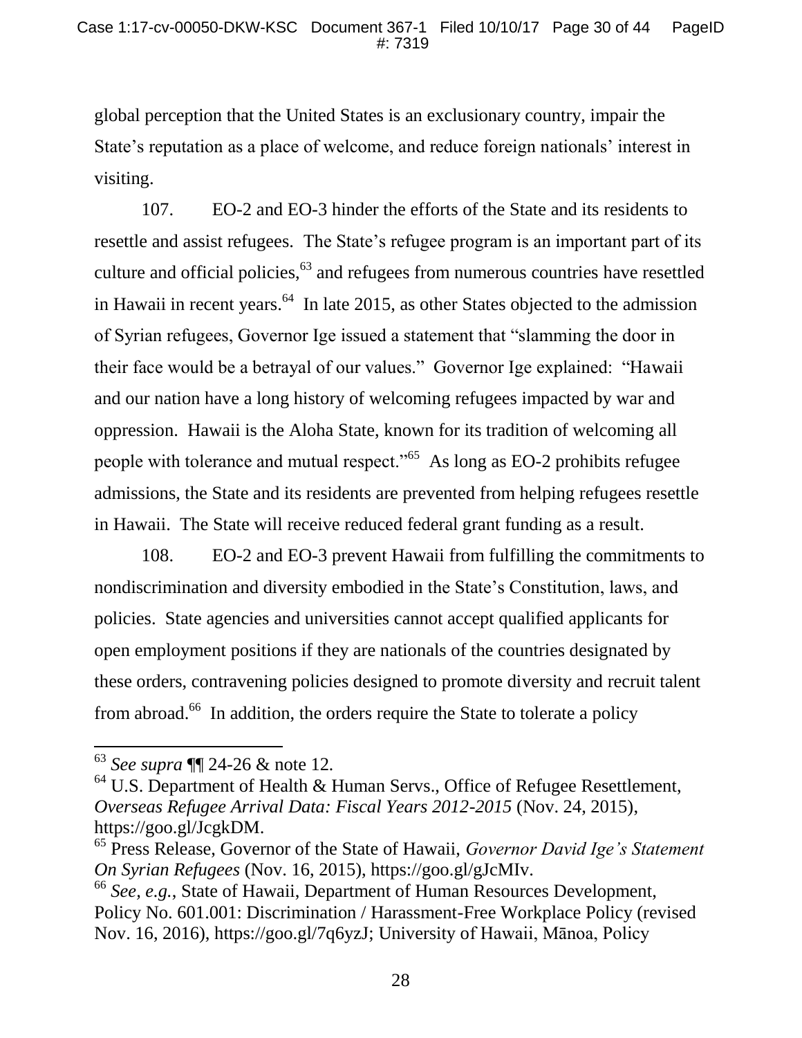global perception that the United States is an exclusionary country, impair the State's reputation as a place of welcome, and reduce foreign nationals' interest in visiting.

107. EO-2 and EO-3 hinder the efforts of the State and its residents to resettle and assist refugees. The State's refugee program is an important part of its culture and official policies,[63] and refugees from numerous countries have resettled in Hawaii in recent years.[64] In late 2015, as other States objected to the admission of Syrian refugees, Governor Ige issued a statement that "slamming the door in their face would be a betrayal of our values." Governor Ige explained: "Hawaii and our nation have a long history of welcoming refugees impacted by war and oppression. Hawaii is the Aloha State, known for its tradition of welcoming all people with tolerance and mutual respect."[65] As long as EO-2 prohibits refugee admissions, the State and its residents are prevented from helping refugees resettle in Hawaii. The State will receive reduced federal grant funding as a result.

108. EO-2 and EO-3 prevent Hawaii from fulfilling the commitments to nondiscrimination and diversity embodied in the State's Constitution, laws, and policies. State agencies and universities cannot accept qualified applicants for open employment positions if they are nationals of the countries designated by these orders, contravening policies designed to promote diversity and recruit talent from abroad.[66] In addition, the orders require the State to tolerate a policy

---

[63] *See supra* ¶¶ 24-26 & note 12.

[64] U.S. Department of Health & Human Servs., Office of Refugee Resettlement, *Overseas Refugee Arrival Data: Fiscal Years 2012-2015* (Nov. 24, 2015), https://goo.gl/JcgkDM.

[65] Press Release, Governor of the State of Hawaii, *Governor David Ige's Statement On Syrian Refugees* (Nov. 16, 2015), https://goo.gl/gJcMIv.

[66] *See, e.g.*, State of Hawaii, Department of Human Resources Development, Policy No. 601.001: Discrimination / Harassment-Free Workplace Policy (revised Nov. 16, 2016), https://goo.gl/7q6yzJ; University of Hawaii, Mānoa, Policy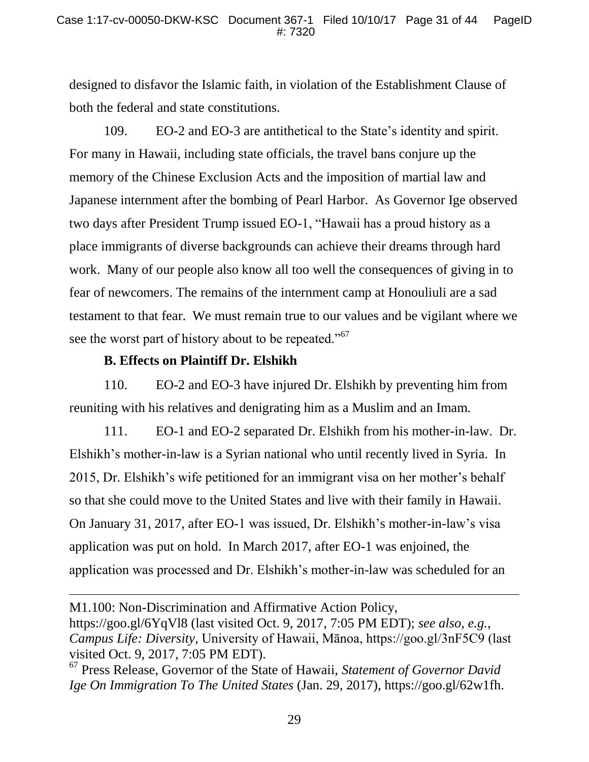designed to disfavor the Islamic faith, in violation of the Establishment Clause of both the federal and state constitutions.

109. EO-2 and EO-3 are antithetical to the State's identity and spirit. For many in Hawaii, including state officials, the travel bans conjure up the memory of the Chinese Exclusion Acts and the imposition of martial law and Japanese internment after the bombing of Pearl Harbor. As Governor Ige observed two days after President Trump issued EO-1, "Hawaii has a proud history as a place immigrants of diverse backgrounds can achieve their dreams through hard work. Many of our people also know all too well the consequences of giving in to fear of newcomers. The remains of the internment camp at Honouliuli are a sad testament to that fear. We must remain true to our values and be vigilant where we see the worst part of history about to be repeated."[67]

**B. Effects on Plaintiff Dr. Elshikh**

110. EO-2 and EO-3 have injured Dr. Elshikh by preventing him from reuniting with his relatives and denigrating him as a Muslim and an Imam.

111. EO-1 and EO-2 separated Dr. Elshikh from his mother-in-law. Dr. Elshikh's mother-in-law is a Syrian national who until recently lived in Syria. In 2015, Dr. Elshikh's wife petitioned for an immigrant visa on her mother's behalf so that she could move to the United States and live with their family in Hawaii. On January 31, 2017, after EO-1 was issued, Dr. Elshikh's mother-in-law's visa application was put on hold. In March 2017, after EO-1 was enjoined, the application was processed and Dr. Elshikh's mother-in-law was scheduled for an

---

M1.100: Non-Discrimination and Affirmative Action Policy, https://goo.gl/6YqVl8 (last visited Oct. 9, 2017, 7:05 PM EDT); *see also, e.g.*, *Campus Life: Diversity*, University of Hawaii, Mānoa, https://goo.gl/3nF5C9 (last visited Oct. 9, 2017, 7:05 PM EDT).

[67] Press Release, Governor of the State of Hawaii, *Statement of Governor David Ige On Immigration To The United States* (Jan. 29, 2017), https://goo.gl/62w1fh.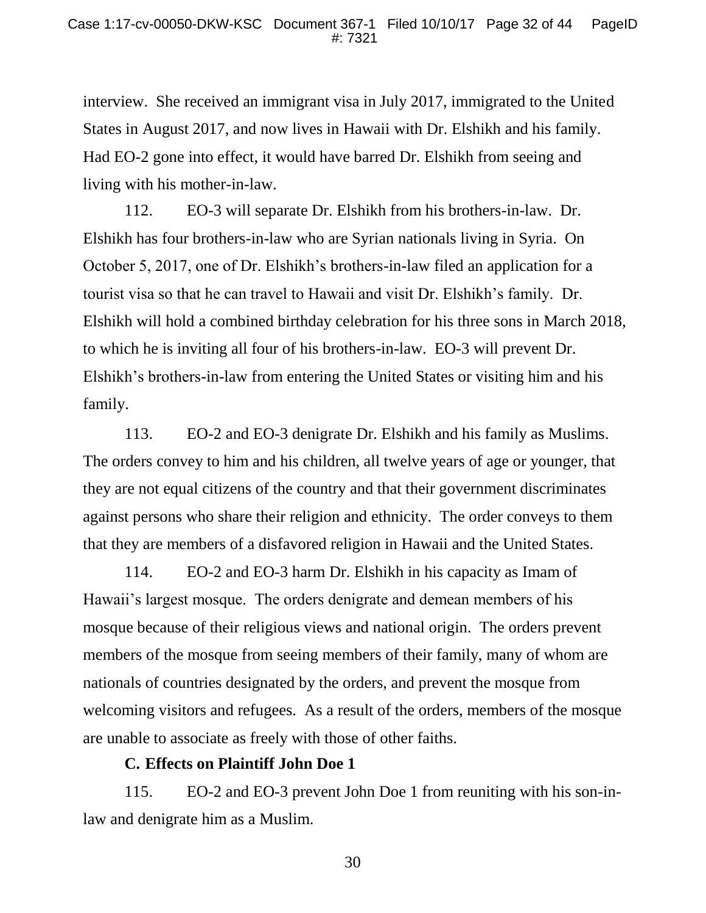interview. She received an immigrant visa in July 2017, immigrated to the United States in August 2017, and now lives in Hawaii with Dr. Elshikh and his family. Had EO-2 gone into effect, it would have barred Dr. Elshikh from seeing and living with his mother-in-law.

112. EO-3 will separate Dr. Elshikh from his brothers-in-law. Dr. Elshikh has four brothers-in-law who are Syrian nationals living in Syria. On October 5, 2017, one of Dr. Elshikh's brothers-in-law filed an application for a tourist visa so that he can travel to Hawaii and visit Dr. Elshikh's family. Dr. Elshikh will hold a combined birthday celebration for his three sons in March 2018, to which he is inviting all four of his brothers-in-law. EO-3 will prevent Dr. Elshikh's brothers-in-law from entering the United States or visiting him and his family.

113. EO-2 and EO-3 denigrate Dr. Elshikh and his family as Muslims. The orders convey to him and his children, all twelve years of age or younger, that they are not equal citizens of the country and that their government discriminates against persons who share their religion and ethnicity. The order conveys to them that they are members of a disfavored religion in Hawaii and the United States.

114. EO-2 and EO-3 harm Dr. Elshikh in his capacity as Imam of Hawaii's largest mosque. The orders denigrate and demean members of his mosque because of their religious views and national origin. The orders prevent members of the mosque from seeing members of their family, many of whom are nationals of countries designated by the orders, and prevent the mosque from welcoming visitors and refugees. As a result of the orders, members of the mosque are unable to associate as freely with those of other faiths.

### C. Effects on Plaintiff John Doe 1

115. EO-2 and EO-3 prevent John Doe 1 from reuniting with his son-in-law and denigrate him as a Muslim.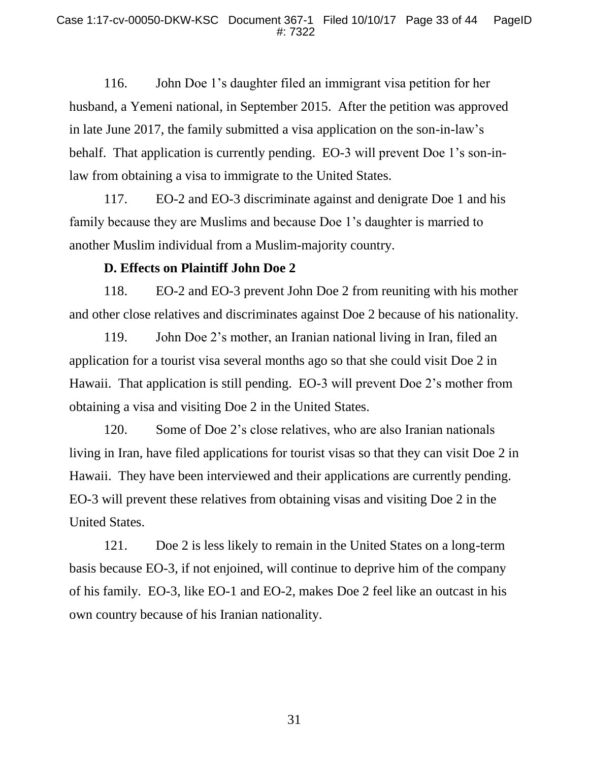116. John Doe 1's daughter filed an immigrant visa petition for her husband, a Yemeni national, in September 2015. After the petition was approved in late June 2017, the family submitted a visa application on the son-in-law's behalf. That application is currently pending. EO-3 will prevent Doe 1's son-in-law from obtaining a visa to immigrate to the United States.

117. EO-2 and EO-3 discriminate against and denigrate Doe 1 and his family because they are Muslims and because Doe 1's daughter is married to another Muslim individual from a Muslim-majority country.

**D. Effects on Plaintiff John Doe 2**

118. EO-2 and EO-3 prevent John Doe 2 from reuniting with his mother and other close relatives and discriminates against Doe 2 because of his nationality.

119. John Doe 2's mother, an Iranian national living in Iran, filed an application for a tourist visa several months ago so that she could visit Doe 2 in Hawaii. That application is still pending. EO-3 will prevent Doe 2's mother from obtaining a visa and visiting Doe 2 in the United States.

120. Some of Doe 2's close relatives, who are also Iranian nationals living in Iran, have filed applications for tourist visas so that they can visit Doe 2 in Hawaii. They have been interviewed and their applications are currently pending. EO-3 will prevent these relatives from obtaining visas and visiting Doe 2 in the United States.

121. Doe 2 is less likely to remain in the United States on a long-term basis because EO-3, if not enjoined, will continue to deprive him of the company of his family. EO-3, like EO-1 and EO-2, makes Doe 2 feel like an outcast in his own country because of his Iranian nationality.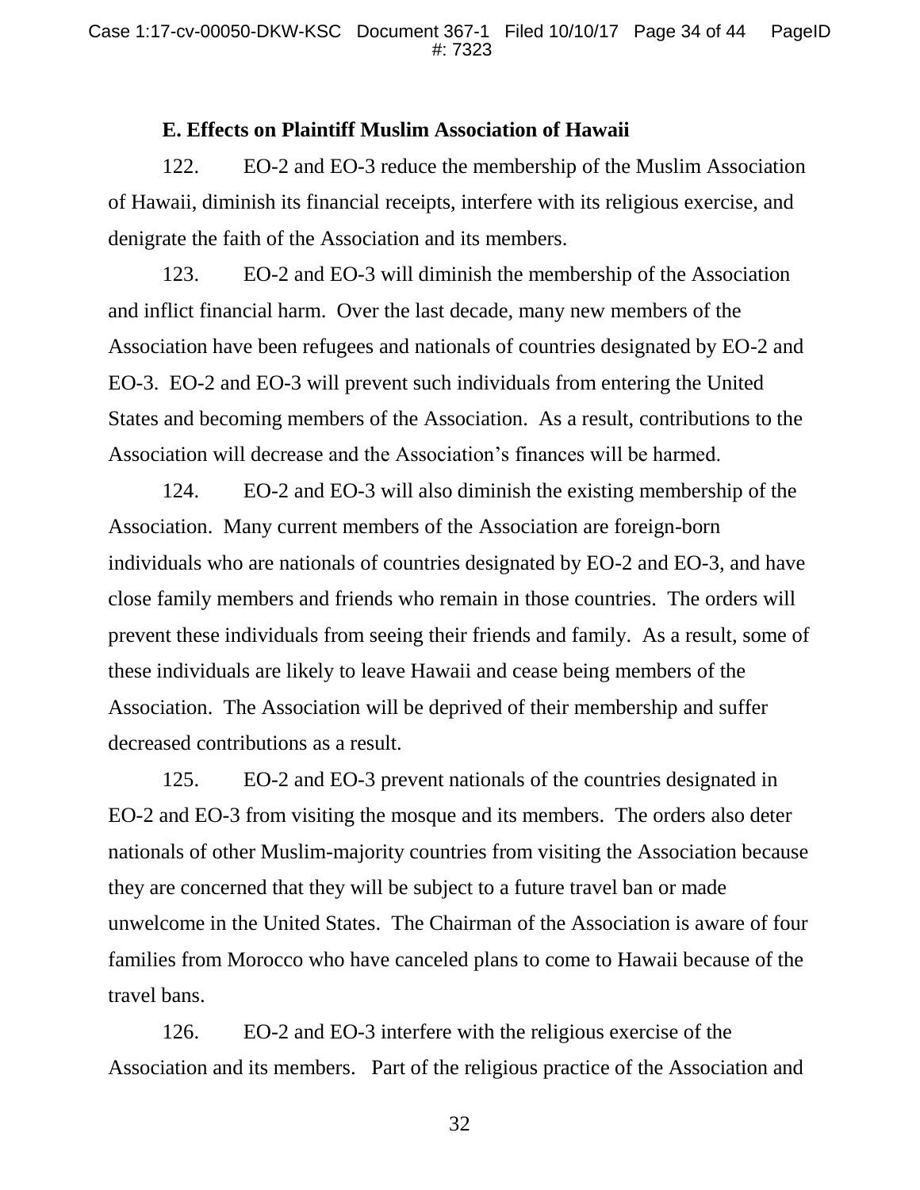### E. Effects on Plaintiff Muslim Association of Hawaii

122. EO-2 and EO-3 reduce the membership of the Muslim Association of Hawaii, diminish its financial receipts, interfere with its religious exercise, and denigrate the faith of the Association and its members.

123. EO-2 and EO-3 will diminish the membership of the Association and inflict financial harm. Over the last decade, many new members of the Association have been refugees and nationals of countries designated by EO-2 and EO-3. EO-2 and EO-3 will prevent such individuals from entering the United States and becoming members of the Association. As a result, contributions to the Association will decrease and the Association's finances will be harmed.

124. EO-2 and EO-3 will also diminish the existing membership of the Association. Many current members of the Association are foreign-born individuals who are nationals of countries designated by EO-2 and EO-3, and have close family members and friends who remain in those countries. The orders will prevent these individuals from seeing their friends and family. As a result, some of these individuals are likely to leave Hawaii and cease being members of the Association. The Association will be deprived of their membership and suffer decreased contributions as a result.

125. EO-2 and EO-3 prevent nationals of the countries designated in EO-2 and EO-3 from visiting the mosque and its members. The orders also deter nationals of other Muslim-majority countries from visiting the Association because they are concerned that they will be subject to a future travel ban or made unwelcome in the United States. The Chairman of the Association is aware of four families from Morocco who have canceled plans to come to Hawaii because of the travel bans.

126. EO-2 and EO-3 interfere with the religious exercise of the Association and its members. Part of the religious practice of the Association and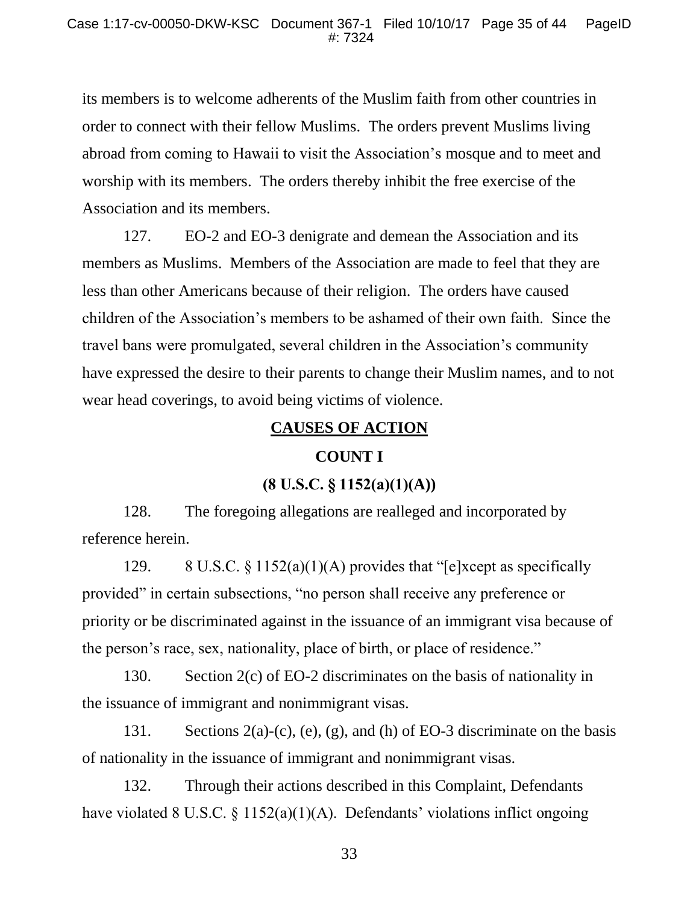its members is to welcome adherents of the Muslim faith from other countries in order to connect with their fellow Muslims. The orders prevent Muslims living abroad from coming to Hawaii to visit the Association's mosque and to meet and worship with its members. The orders thereby inhibit the free exercise of the Association and its members.

127. EO-2 and EO-3 denigrate and demean the Association and its members as Muslims. Members of the Association are made to feel that they are less than other Americans because of their religion. The orders have caused children of the Association's members to be ashamed of their own faith. Since the travel bans were promulgated, several children in the Association's community have expressed the desire to their parents to change their Muslim names, and to not wear head coverings, to avoid being victims of violence.

## CAUSES OF ACTION

### COUNT I

### (8 U.S.C. § 1152(a)(1)(A))

128. The foregoing allegations are realleged and incorporated by reference herein.

129. 8 U.S.C. § 1152(a)(1)(A) provides that "[e]xcept as specifically provided" in certain subsections, "no person shall receive any preference or priority or be discriminated against in the issuance of an immigrant visa because of the person's race, sex, nationality, place of birth, or place of residence."

130. Section 2(c) of EO-2 discriminates on the basis of nationality in the issuance of immigrant and nonimmigrant visas.

131. Sections 2(a)-(c), (e), (g), and (h) of EO-3 discriminate on the basis of nationality in the issuance of immigrant and nonimmigrant visas.

132. Through their actions described in this Complaint, Defendants have violated 8 U.S.C. § 1152(a)(1)(A). Defendants' violations inflict ongoing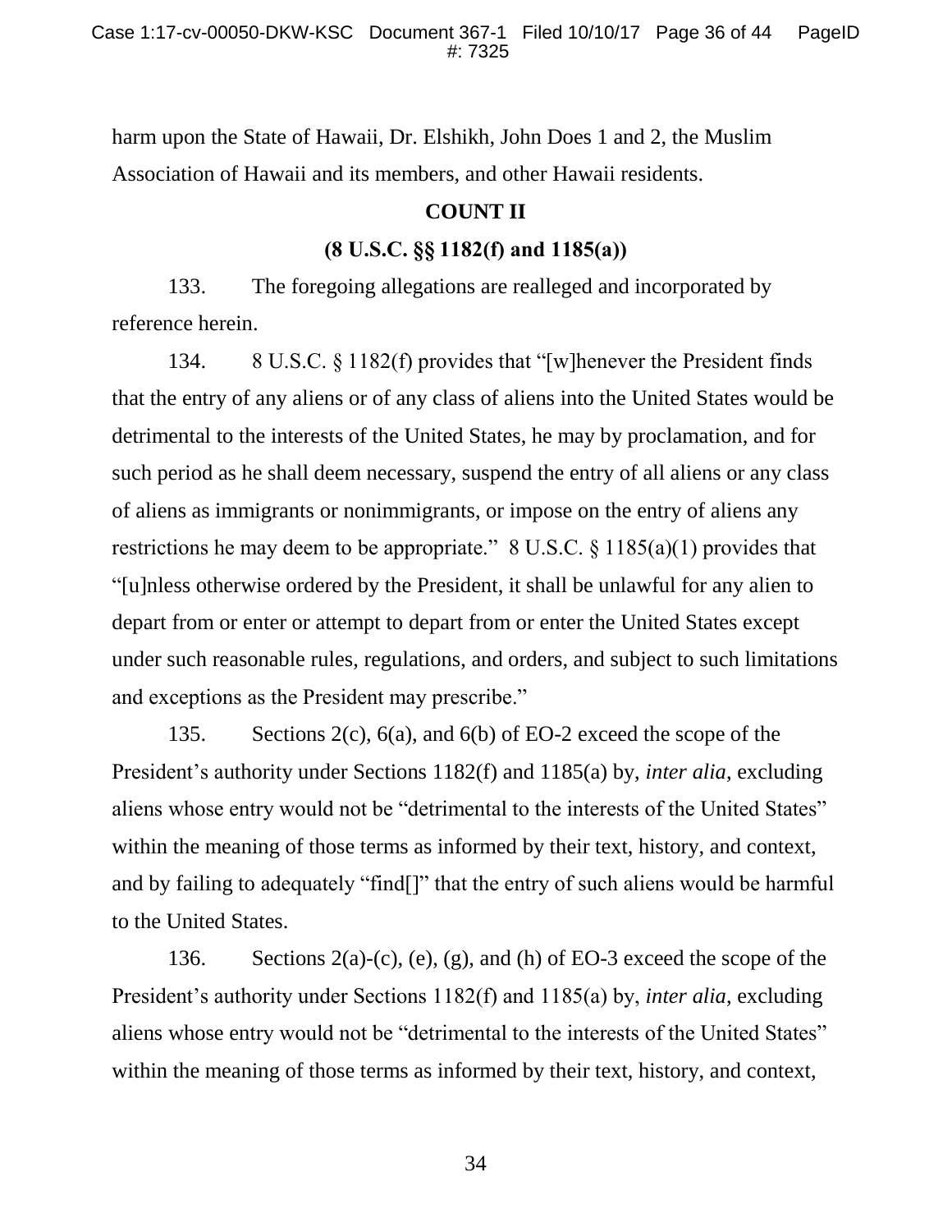harm upon the State of Hawaii, Dr. Elshikh, John Does 1 and 2, the Muslim Association of Hawaii and its members, and other Hawaii residents.

**COUNT II**

**(8 U.S.C. §§ 1182(f) and 1185(a))**

133. The foregoing allegations are realleged and incorporated by reference herein.

134. 8 U.S.C. § 1182(f) provides that "[w]henever the President finds that the entry of any aliens or of any class of aliens into the United States would be detrimental to the interests of the United States, he may by proclamation, and for such period as he shall deem necessary, suspend the entry of all aliens or any class of aliens as immigrants or nonimmigrants, or impose on the entry of aliens any restrictions he may deem to be appropriate." 8 U.S.C. § 1185(a)(1) provides that "[u]nless otherwise ordered by the President, it shall be unlawful for any alien to depart from or enter or attempt to depart from or enter the United States except under such reasonable rules, regulations, and orders, and subject to such limitations and exceptions as the President may prescribe."

135. Sections 2(c), 6(a), and 6(b) of EO-2 exceed the scope of the President's authority under Sections 1182(f) and 1185(a) by, *inter alia*, excluding aliens whose entry would not be "detrimental to the interests of the United States" within the meaning of those terms as informed by their text, history, and context, and by failing to adequately "find[]" that the entry of such aliens would be harmful to the United States.

136. Sections 2(a)-(c), (e), (g), and (h) of EO-3 exceed the scope of the President's authority under Sections 1182(f) and 1185(a) by, *inter alia*, excluding aliens whose entry would not be "detrimental to the interests of the United States" within the meaning of those terms as informed by their text, history, and context,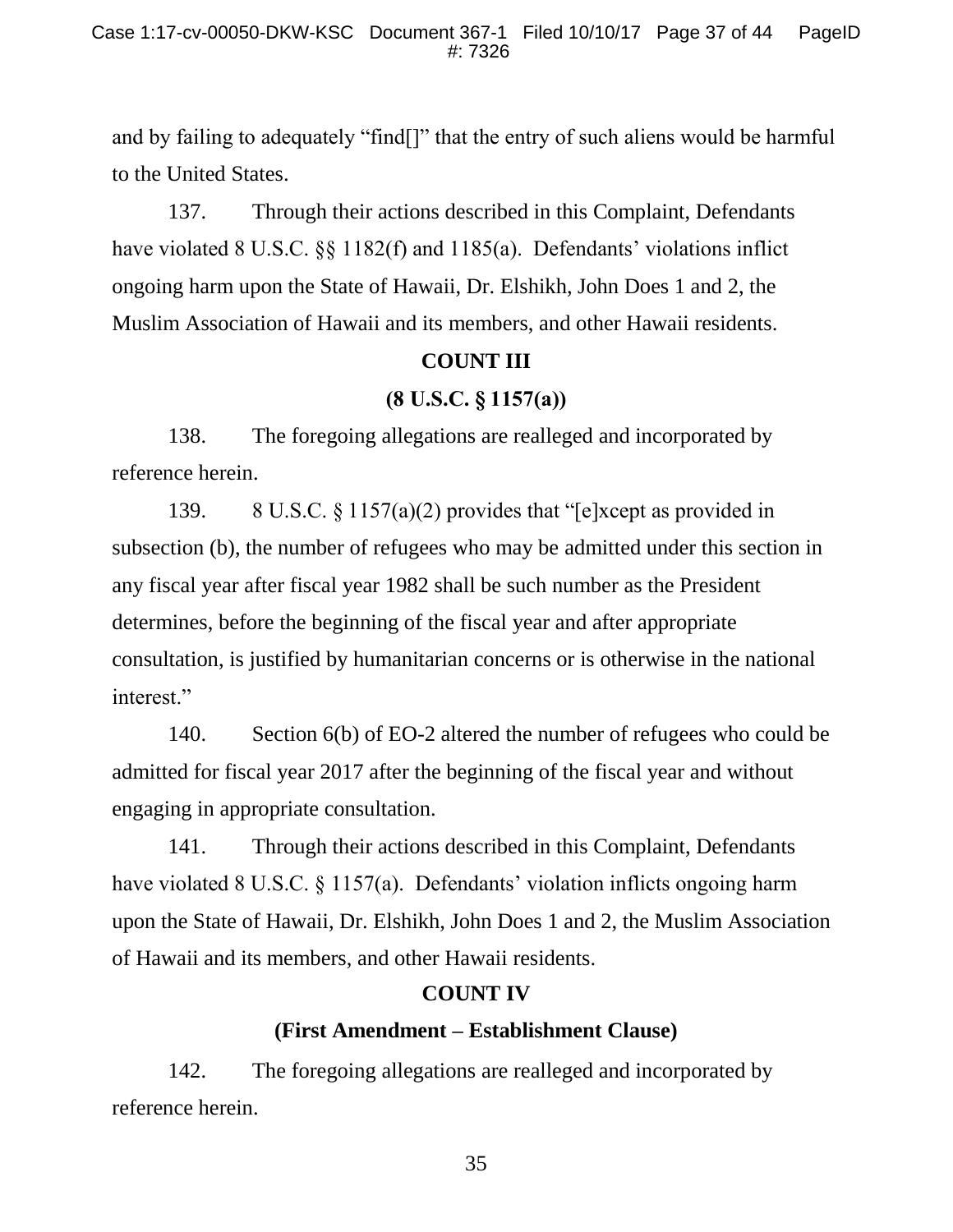and by failing to adequately "find[]" that the entry of such aliens would be harmful to the United States.

137. Through their actions described in this Complaint, Defendants have violated 8 U.S.C. §§ 1182(f) and 1185(a). Defendants' violations inflict ongoing harm upon the State of Hawaii, Dr. Elshikh, John Does 1 and 2, the Muslim Association of Hawaii and its members, and other Hawaii residents.

**COUNT III**

**(8 U.S.C. § 1157(a))**

138. The foregoing allegations are realleged and incorporated by reference herein.

139. 8 U.S.C. § 1157(a)(2) provides that "[e]xcept as provided in subsection (b), the number of refugees who may be admitted under this section in any fiscal year after fiscal year 1982 shall be such number as the President determines, before the beginning of the fiscal year and after appropriate consultation, is justified by humanitarian concerns or is otherwise in the national interest."

140. Section 6(b) of EO-2 altered the number of refugees who could be admitted for fiscal year 2017 after the beginning of the fiscal year and without engaging in appropriate consultation.

141. Through their actions described in this Complaint, Defendants have violated 8 U.S.C. § 1157(a). Defendants' violation inflicts ongoing harm upon the State of Hawaii, Dr. Elshikh, John Does 1 and 2, the Muslim Association of Hawaii and its members, and other Hawaii residents.

**COUNT IV**

**(First Amendment – Establishment Clause)**

142. The foregoing allegations are realleged and incorporated by reference herein.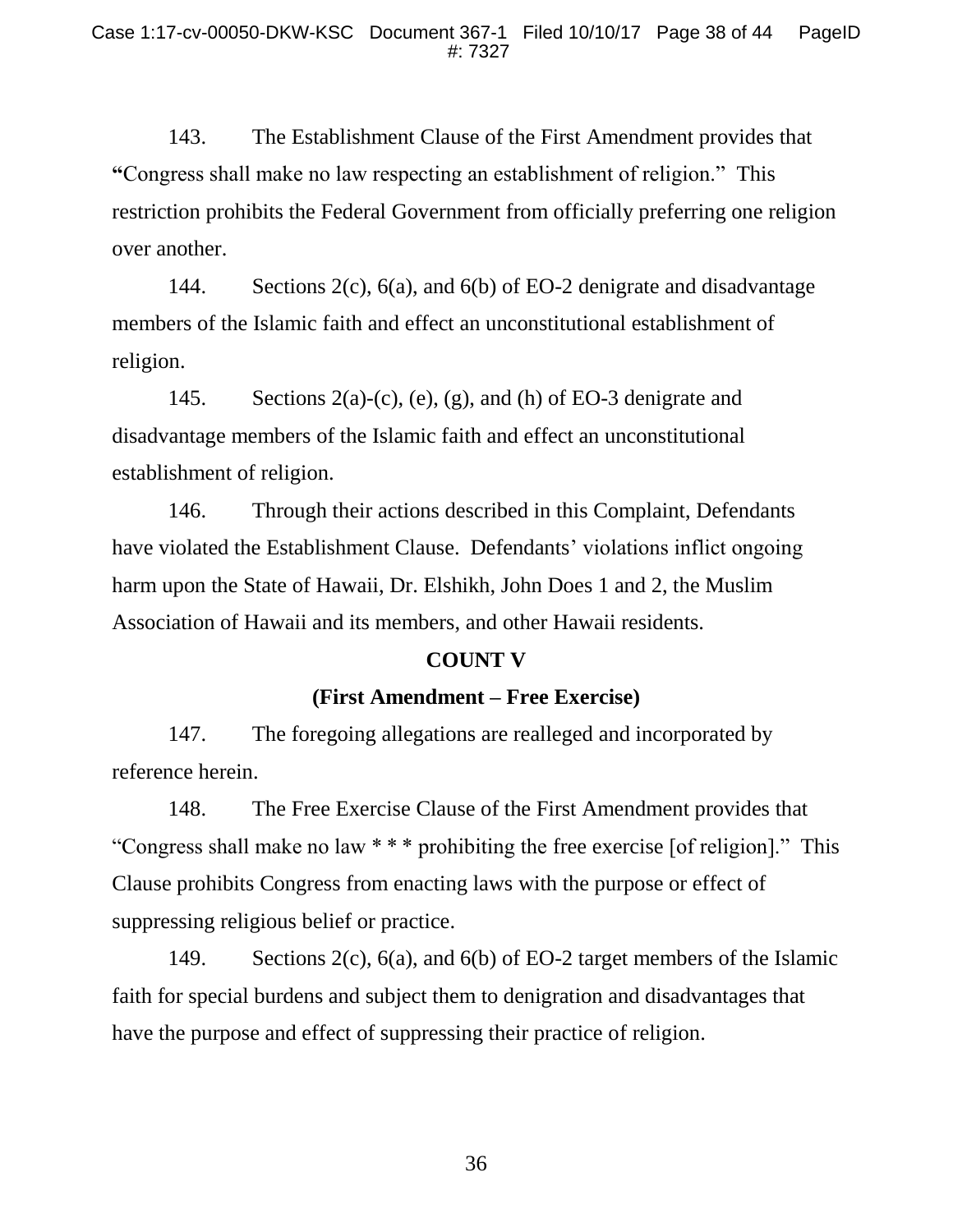143. The Establishment Clause of the First Amendment provides that "Congress shall make no law respecting an establishment of religion." This restriction prohibits the Federal Government from officially preferring one religion over another.

144. Sections 2(c), 6(a), and 6(b) of EO-2 denigrate and disadvantage members of the Islamic faith and effect an unconstitutional establishment of religion.

145. Sections 2(a)-(c), (e), (g), and (h) of EO-3 denigrate and disadvantage members of the Islamic faith and effect an unconstitutional establishment of religion.

146. Through their actions described in this Complaint, Defendants have violated the Establishment Clause. Defendants' violations inflict ongoing harm upon the State of Hawaii, Dr. Elshikh, John Does 1 and 2, the Muslim Association of Hawaii and its members, and other Hawaii residents.

**COUNT V**

**(First Amendment – Free Exercise)**

147. The foregoing allegations are realleged and incorporated by reference herein.

148. The Free Exercise Clause of the First Amendment provides that "Congress shall make no law * * * prohibiting the free exercise [of religion]." This Clause prohibits Congress from enacting laws with the purpose or effect of suppressing religious belief or practice.

149. Sections 2(c), 6(a), and 6(b) of EO-2 target members of the Islamic faith for special burdens and subject them to denigration and disadvantages that have the purpose and effect of suppressing their practice of religion.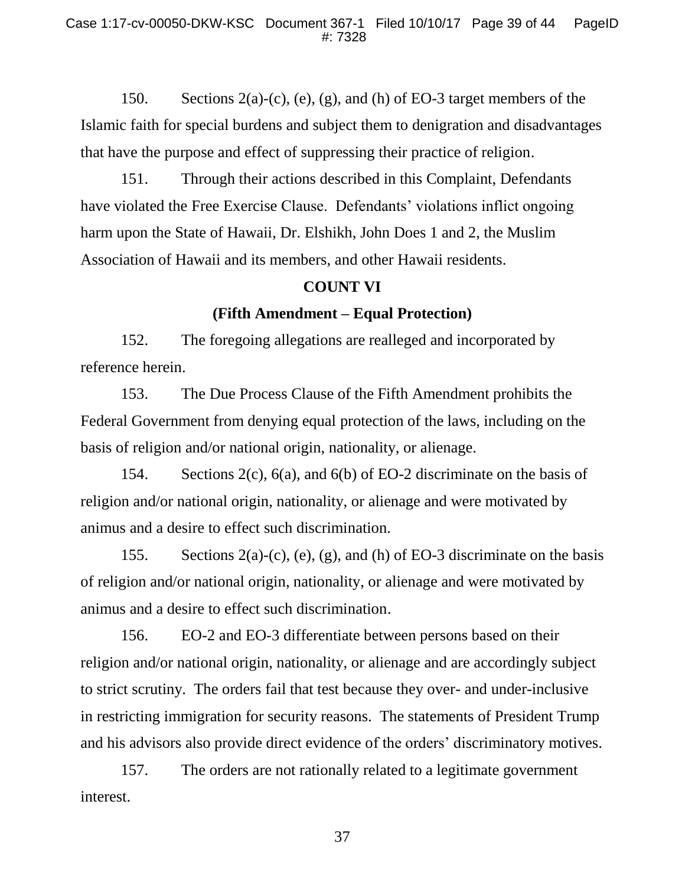150. Sections 2(a)-(c), (e), (g), and (h) of EO-3 target members of the Islamic faith for special burdens and subject them to denigration and disadvantages that have the purpose and effect of suppressing their practice of religion.

151. Through their actions described in this Complaint, Defendants have violated the Free Exercise Clause. Defendants' violations inflict ongoing harm upon the State of Hawaii, Dr. Elshikh, John Does 1 and 2, the Muslim Association of Hawaii and its members, and other Hawaii residents.

**COUNT VI**

**(Fifth Amendment – Equal Protection)**

152. The foregoing allegations are realleged and incorporated by reference herein.

153. The Due Process Clause of the Fifth Amendment prohibits the Federal Government from denying equal protection of the laws, including on the basis of religion and/or national origin, nationality, or alienage.

154. Sections 2(c), 6(a), and 6(b) of EO-2 discriminate on the basis of religion and/or national origin, nationality, or alienage and were motivated by animus and a desire to effect such discrimination.

155. Sections 2(a)-(c), (e), (g), and (h) of EO-3 discriminate on the basis of religion and/or national origin, nationality, or alienage and were motivated by animus and a desire to effect such discrimination.

156. EO-2 and EO-3 differentiate between persons based on their religion and/or national origin, nationality, or alienage and are accordingly subject to strict scrutiny. The orders fail that test because they over- and under-inclusive in restricting immigration for security reasons. The statements of President Trump and his advisors also provide direct evidence of the orders' discriminatory motives.

157. The orders are not rationally related to a legitimate government interest.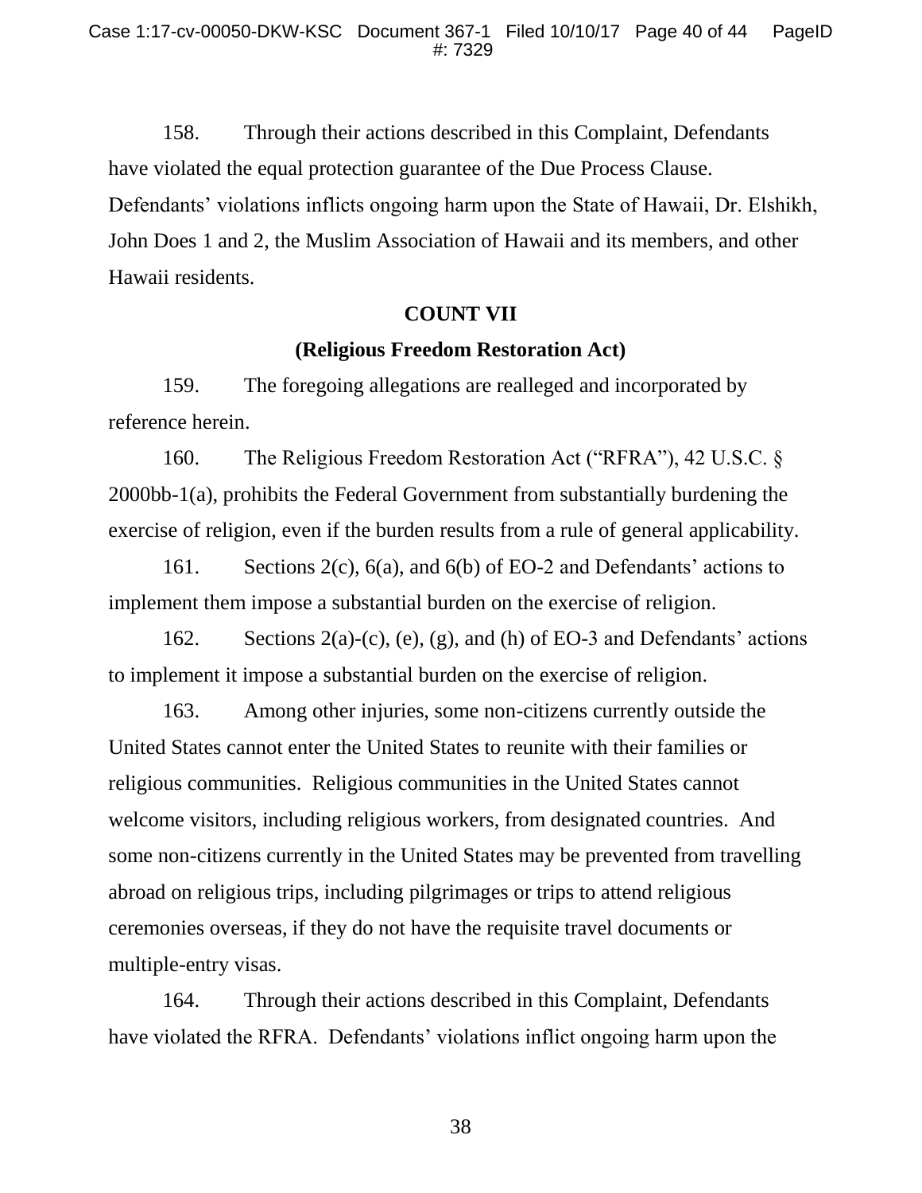158. Through their actions described in this Complaint, Defendants have violated the equal protection guarantee of the Due Process Clause. Defendants' violations inflicts ongoing harm upon the State of Hawaii, Dr. Elshikh, John Does 1 and 2, the Muslim Association of Hawaii and its members, and other Hawaii residents.

**COUNT VII**

**(Religious Freedom Restoration Act)**

159. The foregoing allegations are realleged and incorporated by reference herein.

160. The Religious Freedom Restoration Act ("RFRA"), 42 U.S.C. § 2000bb-1(a), prohibits the Federal Government from substantially burdening the exercise of religion, even if the burden results from a rule of general applicability.

161. Sections 2(c), 6(a), and 6(b) of EO-2 and Defendants' actions to implement them impose a substantial burden on the exercise of religion.

162. Sections 2(a)-(c), (e), (g), and (h) of EO-3 and Defendants' actions to implement it impose a substantial burden on the exercise of religion.

163. Among other injuries, some non-citizens currently outside the United States cannot enter the United States to reunite with their families or religious communities. Religious communities in the United States cannot welcome visitors, including religious workers, from designated countries. And some non-citizens currently in the United States may be prevented from travelling abroad on religious trips, including pilgrimages or trips to attend religious ceremonies overseas, if they do not have the requisite travel documents or multiple-entry visas.

164. Through their actions described in this Complaint, Defendants have violated the RFRA. Defendants' violations inflict ongoing harm upon the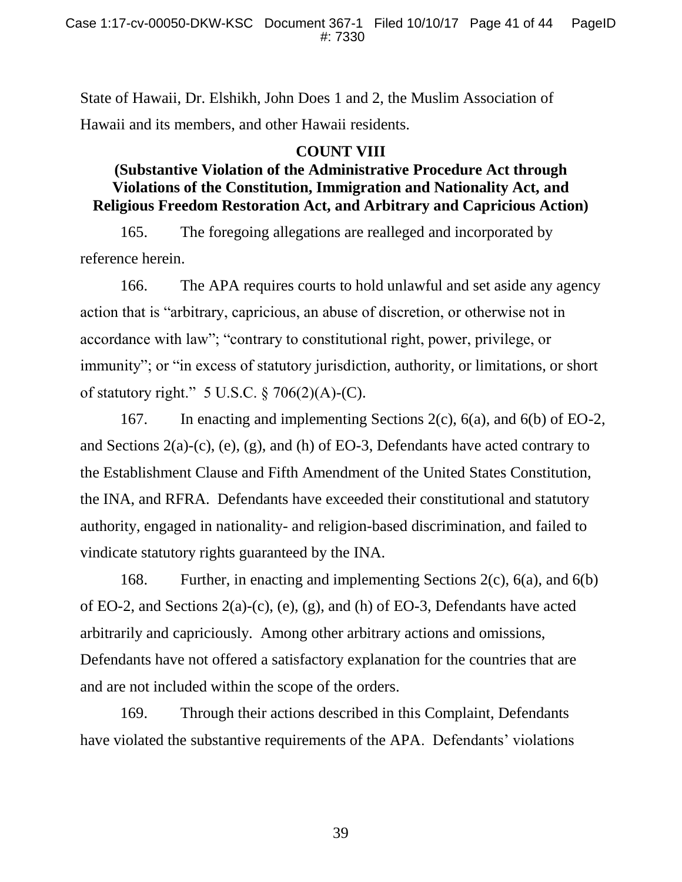State of Hawaii, Dr. Elshikh, John Does 1 and 2, the Muslim Association of Hawaii and its members, and other Hawaii residents.

**COUNT VIII**

**(Substantive Violation of the Administrative Procedure Act through Violations of the Constitution, Immigration and Nationality Act, and Religious Freedom Restoration Act, and Arbitrary and Capricious Action)**

165. The foregoing allegations are realleged and incorporated by reference herein.

166. The APA requires courts to hold unlawful and set aside any agency action that is "arbitrary, capricious, an abuse of discretion, or otherwise not in accordance with law"; "contrary to constitutional right, power, privilege, or immunity"; or "in excess of statutory jurisdiction, authority, or limitations, or short of statutory right." 5 U.S.C. § 706(2)(A)-(C).

167. In enacting and implementing Sections 2(c), 6(a), and 6(b) of EO-2, and Sections 2(a)-(c), (e), (g), and (h) of EO-3, Defendants have acted contrary to the Establishment Clause and Fifth Amendment of the United States Constitution, the INA, and RFRA. Defendants have exceeded their constitutional and statutory authority, engaged in nationality- and religion-based discrimination, and failed to vindicate statutory rights guaranteed by the INA.

168. Further, in enacting and implementing Sections 2(c), 6(a), and 6(b) of EO-2, and Sections 2(a)-(c), (e), (g), and (h) of EO-3, Defendants have acted arbitrarily and capriciously. Among other arbitrary actions and omissions, Defendants have not offered a satisfactory explanation for the countries that are and are not included within the scope of the orders.

169. Through their actions described in this Complaint, Defendants have violated the substantive requirements of the APA. Defendants' violations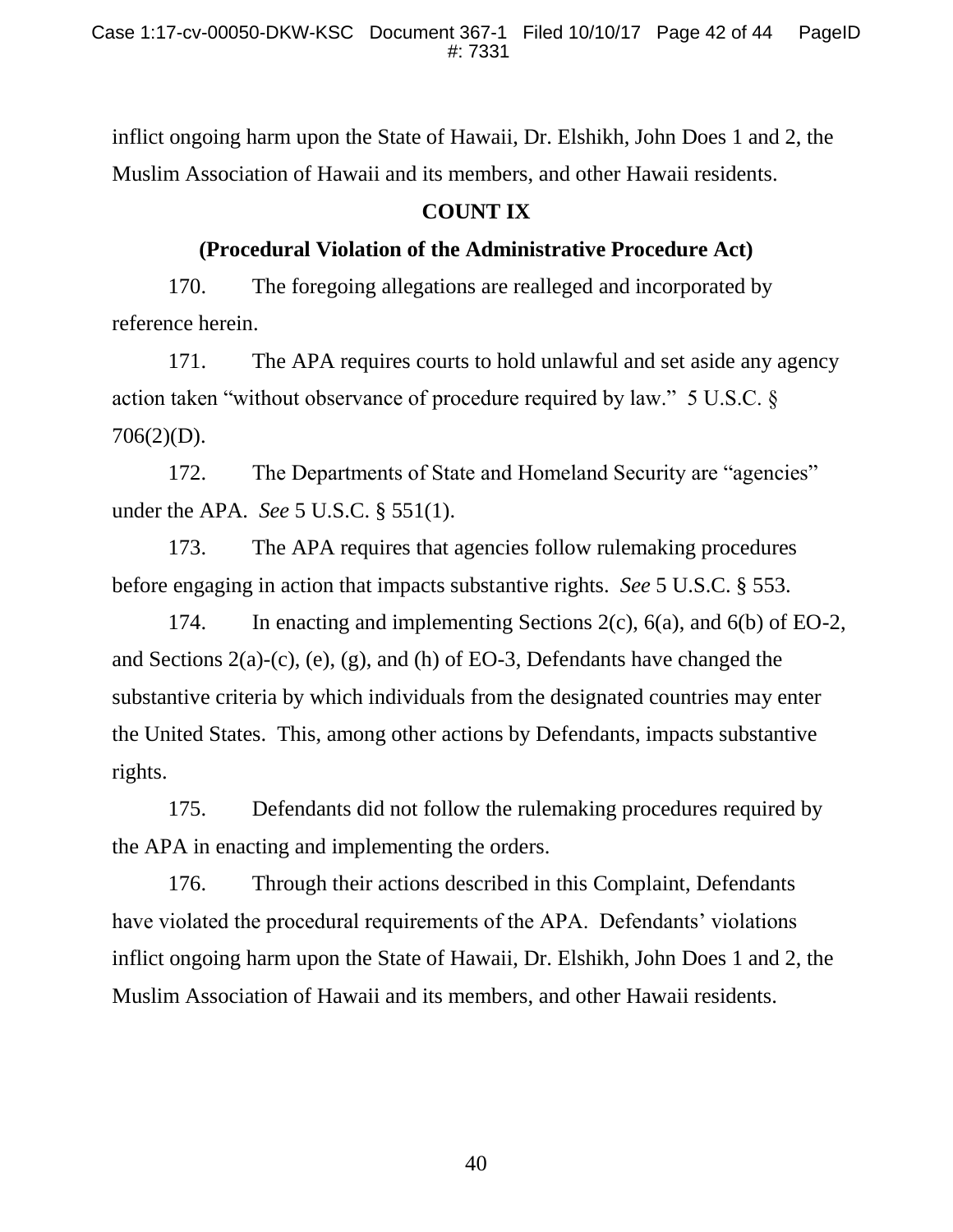inflict ongoing harm upon the State of Hawaii, Dr. Elshikh, John Does 1 and 2, the Muslim Association of Hawaii and its members, and other Hawaii residents.

**COUNT IX**

**(Procedural Violation of the Administrative Procedure Act)**

170. The foregoing allegations are realleged and incorporated by reference herein.

171. The APA requires courts to hold unlawful and set aside any agency action taken "without observance of procedure required by law." 5 U.S.C. § 706(2)(D).

172. The Departments of State and Homeland Security are "agencies" under the APA. *See* 5 U.S.C. § 551(1).

173. The APA requires that agencies follow rulemaking procedures before engaging in action that impacts substantive rights. *See* 5 U.S.C. § 553.

174. In enacting and implementing Sections 2(c), 6(a), and 6(b) of EO-2, and Sections 2(a)-(c), (e), (g), and (h) of EO-3, Defendants have changed the substantive criteria by which individuals from the designated countries may enter the United States. This, among other actions by Defendants, impacts substantive rights.

175. Defendants did not follow the rulemaking procedures required by the APA in enacting and implementing the orders.

176. Through their actions described in this Complaint, Defendants have violated the procedural requirements of the APA. Defendants' violations inflict ongoing harm upon the State of Hawaii, Dr. Elshikh, John Does 1 and 2, the Muslim Association of Hawaii and its members, and other Hawaii residents.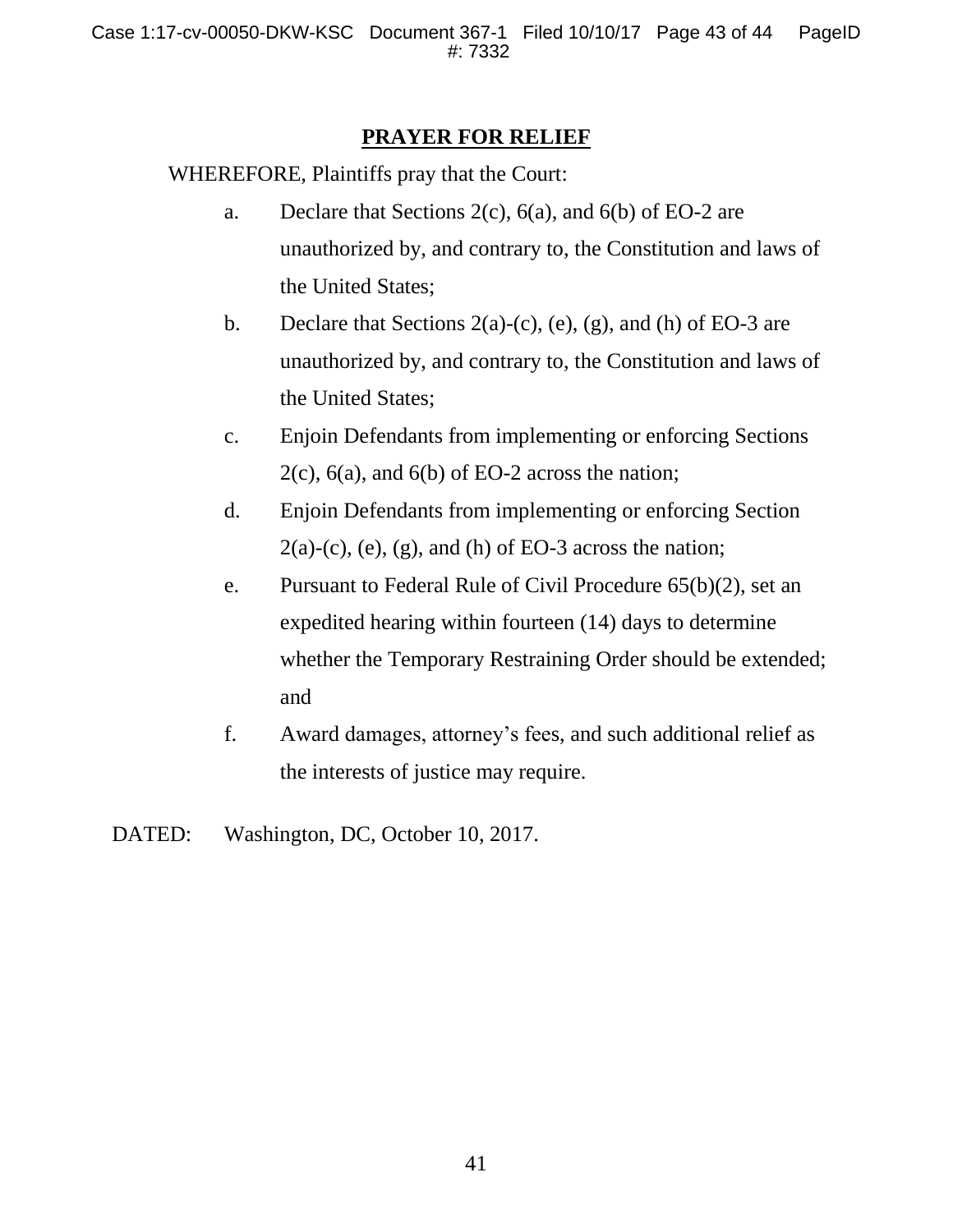## PRAYER FOR RELIEF

WHEREFORE, Plaintiffs pray that the Court:

a. Declare that Sections 2(c), 6(a), and 6(b) of EO-2 are unauthorized by, and contrary to, the Constitution and laws of the United States;

b. Declare that Sections 2(a)-(c), (e), (g), and (h) of EO-3 are unauthorized by, and contrary to, the Constitution and laws of the United States;

c. Enjoin Defendants from implementing or enforcing Sections 2(c), 6(a), and 6(b) of EO-2 across the nation;

d. Enjoin Defendants from implementing or enforcing Section 2(a)-(c), (e), (g), and (h) of EO-3 across the nation;

e. Pursuant to Federal Rule of Civil Procedure 65(b)(2), set an expedited hearing within fourteen (14) days to determine whether the Temporary Restraining Order should be extended; and

f. Award damages, attorney's fees, and such additional relief as the interests of justice may require.

DATED: Washington, DC, October 10, 2017.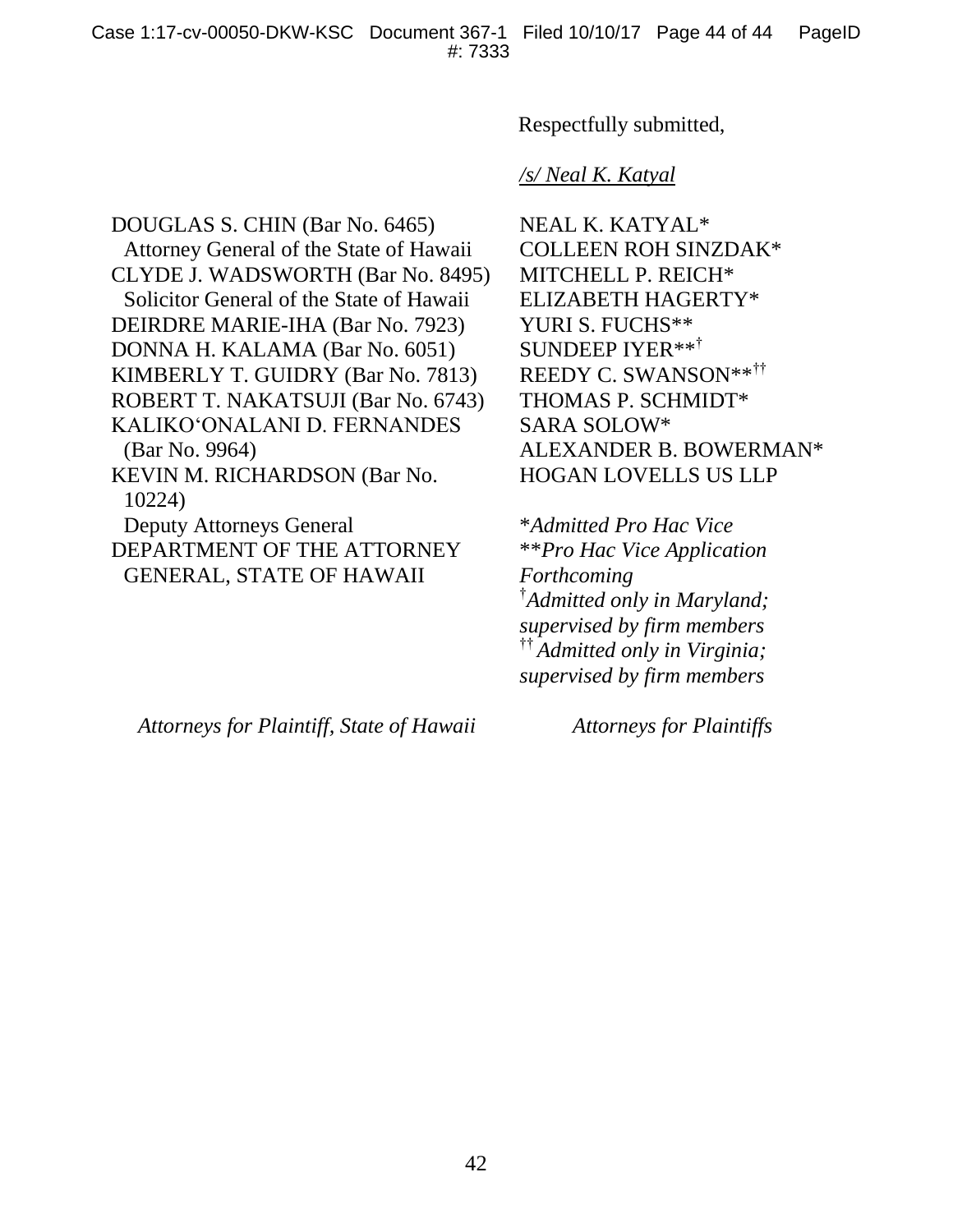Respectfully submitted,

*/s/ Neal K. Katyal*

DOUGLAS S. CHIN (Bar No. 6465)
Attorney General of the State of Hawaii
CLYDE J. WADSWORTH (Bar No. 8495)
Solicitor General of the State of Hawaii
DEIRDRE MARIE-IHA (Bar No. 7923)
DONNA H. KALAMA (Bar No. 6051)
KIMBERLY T. GUIDRY (Bar No. 7813)
ROBERT T. NAKATSUJI (Bar No. 6743)
KALIKO'ONALANI D. FERNANDES (Bar No. 9964)
KEVIN M. RICHARDSON (Bar No. 10224)
Deputy Attorneys General
DEPARTMENT OF THE ATTORNEY GENERAL, STATE OF HAWAII

*Attorneys for Plaintiff, State of Hawaii*

NEAL K. KATYAL*
COLLEEN ROH SINZDAK*
MITCHELL P. REICH*
ELIZABETH HAGERTY*
YURI S. FUCHS**
SUNDEEP IYER**[†]
REEDY C. SWANSON**[††]
THOMAS P. SCHMIDT*
SARA SOLOW*
ALEXANDER B. BOWERMAN*
HOGAN LOVELLS US LLP

**Admitted Pro Hac Vice*
***Pro Hac Vice Application Forthcoming*
[†]*Admitted only in Maryland; supervised by firm members*
[††]*Admitted only in Virginia; supervised by firm members*

*Attorneys for Plaintiffs*